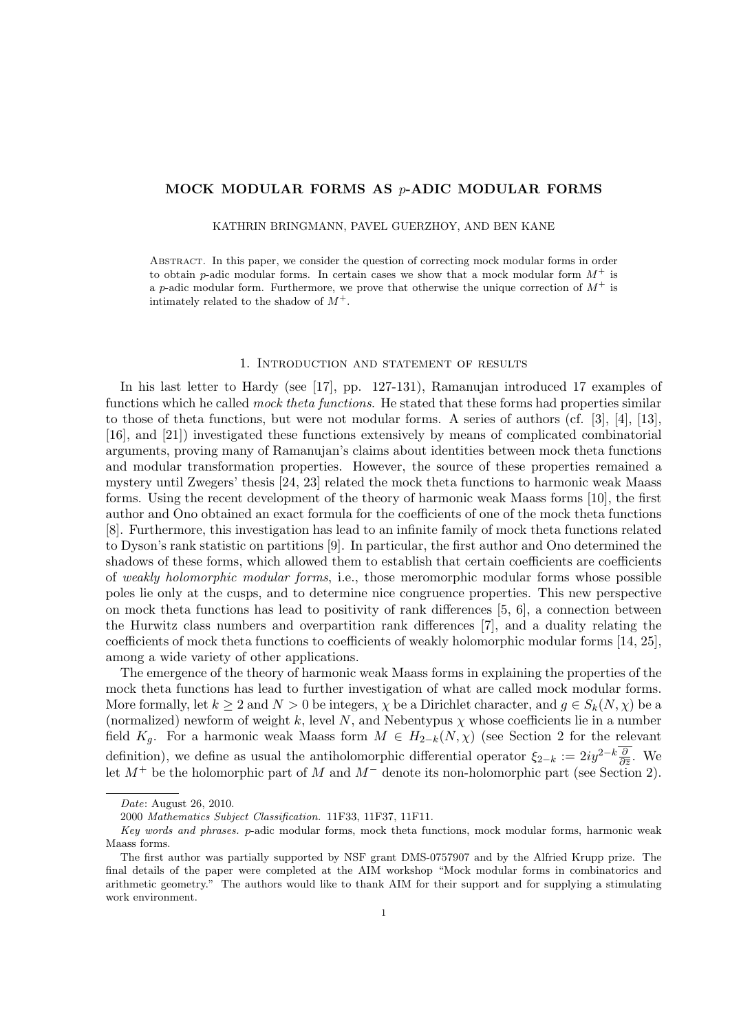# MOCK MODULAR FORMS AS $p$-ADIC MODULAR FORMS

KATHRIN BRINGMANN, PAVEL GUERZHOY, AND BEN KANE

Abstract. In this paper, we consider the question of correcting mock modular forms in order to obtain $p$-adic modular forms. In certain cases we show that a mock modular form $M^+$ is a $p$-adic modular form. Furthermore, we prove that otherwise the unique correction of $M^+$ is intimately related to the shadow of $M^+$.

## 1. Introduction and statement of results

In his last letter to Hardy (see [17], pp. 127-131), Ramanujan introduced 17 examples of functions which he called *mock theta functions*. He stated that these forms had properties similar to those of theta functions, but were not modular forms. A series of authors (cf. [3], [4], [13], [16], and [21]) investigated these functions extensively by means of complicated combinatorial arguments, proving many of Ramanujan's claims about identities between mock theta functions and modular transformation properties. However, the source of these properties remained a mystery until Zwegers' thesis [24, 23] related the mock theta functions to harmonic weak Maass forms. Using the recent development of the theory of harmonic weak Maass forms [10], the first author and Ono obtained an exact formula for the coefficients of one of the mock theta functions [8]. Furthermore, this investigation has lead to an infinite family of mock theta functions related to Dyson's rank statistic on partitions [9]. In particular, the first author and Ono determined the shadows of these forms, which allowed them to establish that certain coefficients are coefficients of *weakly holomorphic modular forms*, i.e., those meromorphic modular forms whose possible poles lie only at the cusps, and to determine nice congruence properties. This new perspective on mock theta functions has lead to positivity of rank differences [5, 6], a connection between the Hurwitz class numbers and overpartition rank differences [7], and a duality relating the coefficients of mock theta functions to coefficients of weakly holomorphic modular forms [14, 25], among a wide variety of other applications.

The emergence of the theory of harmonic weak Maass forms in explaining the properties of the mock theta functions has lead to further investigation of what are called mock modular forms. More formally, let $k \geq 2$ and $N > 0$ be integers, $\chi$ be a Dirichlet character, and $g \in S_k(N, \chi)$ be a (normalized) newform of weight $k$, level $N$, and Nebentypus $\chi$ whose coefficients lie in a number field $K_g$. For a harmonic weak Maass form $M \in H_{2-k}(N, \chi)$ (see Section 2 for the relevant definition), we define as usual the antiholomorphic differential operator $\xi_{2-k} := 2iy^{2-k}\overline{\frac{\partial}{\partial \overline{z}}}$. We let $M^+$ be the holomorphic part of $M$ and $M^-$ denote its non-holomorphic part (see Section 2).

---

*Date*: August 26, 2010.

2000 *Mathematics Subject Classification.* 11F33, 11F37, 11F11.

*Key words and phrases.* $p$-adic modular forms, mock theta functions, mock modular forms, harmonic weak Maass forms.

The first author was partially supported by NSF grant DMS-0757907 and by the Alfried Krupp prize. The final details of the paper were completed at the AIM workshop "Mock modular forms in combinatorics and arithmetic geometry." The authors would like to thank AIM for their support and for supplying a stimulating work environment.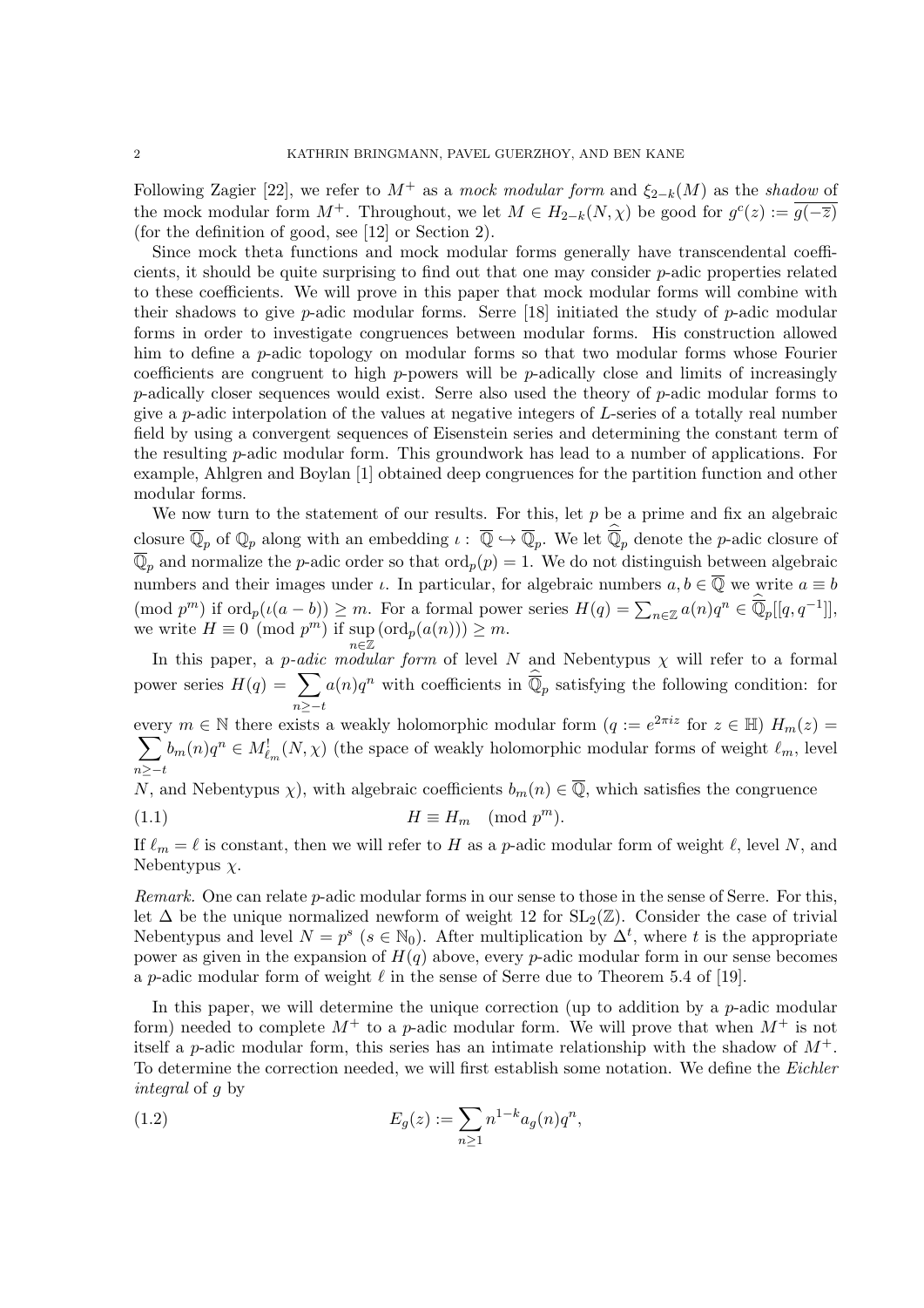Following Zagier [22], we refer to $M^+$ as a *mock modular form* and $\xi_{2-k}(M)$ as the *shadow* of the mock modular form $M^+$. Throughout, we let $M \in H_{2-k}(N,\chi)$ be good for $g^c(z) := \overline{g(-\overline{z})}$ (for the definition of good, see [12] or Section 2).

Since mock theta functions and mock modular forms generally have transcendental coefficients, it should be quite surprising to find out that one may consider $p$-adic properties related to these coefficients. We will prove in this paper that mock modular forms will combine with their shadows to give $p$-adic modular forms. Serre [18] initiated the study of $p$-adic modular forms in order to investigate congruences between modular forms. His construction allowed him to define a $p$-adic topology on modular forms so that two modular forms whose Fourier coefficients are congruent to high $p$-powers will be $p$-adically close and limits of increasingly $p$-adically closer sequences would exist. Serre also used the theory of $p$-adic modular forms to give a $p$-adic interpolation of the values at negative integers of $L$-series of a totally real number field by using a convergent sequences of Eisenstein series and determining the constant term of the resulting $p$-adic modular form. This groundwork has lead to a number of applications. For example, Ahlgren and Boylan [1] obtained deep congruences for the partition function and other modular forms.

We now turn to the statement of our results. For this, let $p$ be a prime and fix an algebraic closure $\overline{\mathbb{Q}}_p$ of $\mathbb{Q}_p$ along with an embedding $\iota:\ \overline{\mathbb{Q}} \hookrightarrow \overline{\mathbb{Q}}_p$. We let $\widehat{\overline{\mathbb{Q}}}_p$ denote the $p$-adic closure of $\overline{\mathbb{Q}}_p$ and normalize the $p$-adic order so that $\operatorname{ord}_p(p) = 1$. We do not distinguish between algebraic numbers and their images under $\iota$. In particular, for algebraic numbers $a, b \in \overline{\mathbb{Q}}$ we write $a \equiv b \pmod{p^m}$ if $\operatorname{ord}_p(\iota(a-b)) \geq m$. For a formal power series $H(q) = \sum_{n\in\mathbb{Z}} a(n)q^n \in \widehat{\overline{\mathbb{Q}}}_p[[q, q^{-1}]]$, we write $H \equiv 0 \pmod{p^m}$ if $\sup_{n\in\mathbb{Z}} (\operatorname{ord}_p(a(n))) \geq m$.

In this paper, a *p-adic modular form* of level $N$ and Nebentypus $\chi$ will refer to a formal power series $H(q) = \sum_{n\geq -t} a(n)q^n$ with coefficients in $\widehat{\overline{\mathbb{Q}}}_p$ satisfying the following condition: for every $m \in \mathbb{N}$ there exists a weakly holomorphic modular form ($q := e^{2\pi i z}$ for $z \in \mathbb{H}$) $H_m(z) = \sum_{n\geq -t} b_m(n)q^n \in M^!_{\ell_m}(N,\chi)$ (the space of weakly holomorphic modular forms of weight $\ell_m$, level $N$, and Nebentypus $\chi$), with algebraic coefficients $b_m(n) \in \overline{\mathbb{Q}}$, which satisfies the congruence

$$H \equiv H_m \pmod{p^m}. \tag{1.1}$$

If $\ell_m = \ell$ is constant, then we will refer to $H$ as a $p$-adic modular form of weight $\ell$, level $N$, and Nebentypus $\chi$.

*Remark.* One can relate $p$-adic modular forms in our sense to those in the sense of Serre. For this, let $\Delta$ be the unique normalized newform of weight 12 for $\mathrm{SL}_2(\mathbb{Z})$. Consider the case of trivial Nebentypus and level $N = p^s$ ($s \in \mathbb{N}_0$). After multiplication by $\Delta^t$, where $t$ is the appropriate power as given in the expansion of $H(q)$ above, every $p$-adic modular form in our sense becomes a $p$-adic modular form of weight $\ell$ in the sense of Serre due to Theorem 5.4 of [19].

In this paper, we will determine the unique correction (up to addition by a $p$-adic modular form) needed to complete $M^+$ to a $p$-adic modular form. We will prove that when $M^+$ is not itself a $p$-adic modular form, this series has an intimate relationship with the shadow of $M^+$. To determine the correction needed, we will first establish some notation. We define the *Eichler integral* of $g$ by

$$E_g(z) := \sum_{n\geq 1} n^{1-k} a_g(n) q^n, \tag{1.2}$$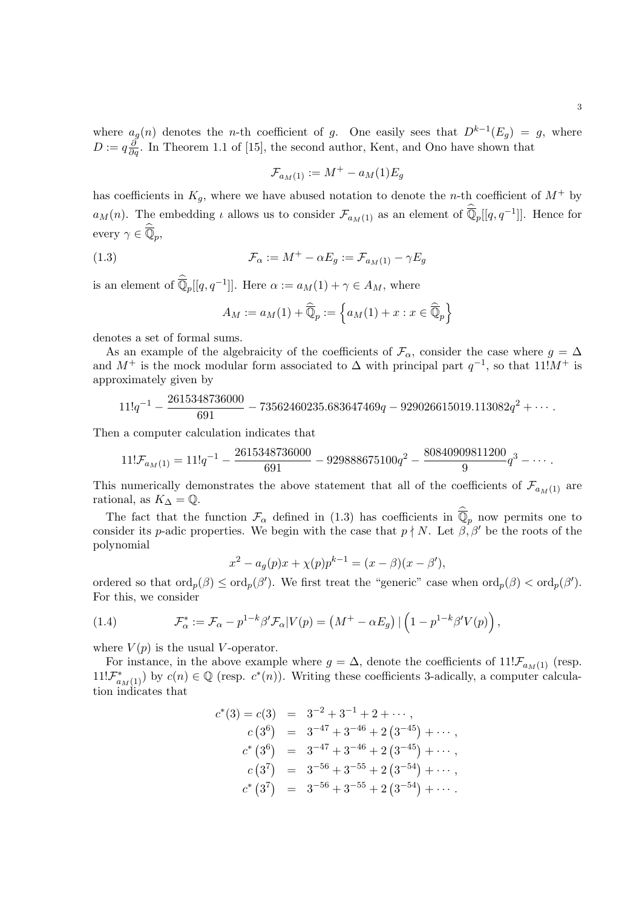where $a_g(n)$ denotes the $n$-th coefficient of $g$. One easily sees that $D^{k-1}(E_g) = g$, where $D := q\frac{\partial}{\partial q}$. In Theorem 1.1 of [15], the second author, Kent, and Ono have shown that

$$\mathcal{F}_{a_M(1)} := M^+ - a_M(1)E_g$$

has coefficients in $K_g$, where we have abused notation to denote the $n$-th coefficient of $M^+$ by $a_M(n)$. The embedding $\iota$ allows us to consider $\mathcal{F}_{a_M(1)}$ as an element of $\widehat{\overline{\mathbb{Q}}}_p[[q, q^{-1}]]$. Hence for every $\gamma \in \widehat{\overline{\mathbb{Q}}}_p$,

$$\mathcal{F}_\alpha := M^+ - \alpha E_g := \mathcal{F}_{a_M(1)} - \gamma E_g \tag{1.3}$$

is an element of $\widehat{\overline{\mathbb{Q}}}_p[[q, q^{-1}]]$. Here $\alpha := a_M(1) + \gamma \in A_M$, where

$$A_M := a_M(1) + \widehat{\overline{\mathbb{Q}}}_p := \left\{ a_M(1) + x : x \in \widehat{\overline{\mathbb{Q}}}_p \right\}$$

denotes a set of formal sums.

As an example of the algebraicity of the coefficients of $\mathcal{F}_\alpha$, consider the case where $g = \Delta$ and $M^+$ is the mock modular form associated to $\Delta$ with principal part $q^{-1}$, so that $11!M^+$ is approximately given by

$$11!q^{-1} - \frac{2615348736000}{691} - 73562460235.683647469q - 929026615019.113082q^2 + \cdots.$$

Then a computer calculation indicates that

$$11!\mathcal{F}_{a_M(1)} = 11!q^{-1} - \frac{2615348736000}{691} - 929888675100q^2 - \frac{80840909811200}{9}q^3 - \cdots.$$

This numerically demonstrates the above statement that all of the coefficients of $\mathcal{F}_{a_M(1)}$ are rational, as $K_\Delta = \mathbb{Q}$.

The fact that the function $\mathcal{F}_\alpha$ defined in (1.3) has coefficients in $\widehat{\overline{\mathbb{Q}}}_p$ now permits one to consider its $p$-adic properties. We begin with the case that $p \nmid N$. Let $\beta, \beta'$ be the roots of the polynomial

$$x^2 - a_g(p)x + \chi(p)p^{k-1} = (x - \beta)(x - \beta'),$$

ordered so that $\mathrm{ord}_p(\beta) \leq \mathrm{ord}_p(\beta')$. We first treat the "generic" case when $\mathrm{ord}_p(\beta) < \mathrm{ord}_p(\beta')$. For this, we consider

$$\mathcal{F}_\alpha^* := \mathcal{F}_\alpha - p^{1-k}\beta'\mathcal{F}_\alpha | V(p) = \left(M^+ - \alpha E_g\right) \mid \left(1 - p^{1-k}\beta' V(p)\right), \tag{1.4}$$

where $V(p)$ is the usual $V$-operator.

For instance, in the above example where $g = \Delta$, denote the coefficients of $11!\mathcal{F}_{a_M(1)}$ (resp. $11!\mathcal{F}^*_{a_M(1)}$) by $c(n) \in \mathbb{Q}$ (resp. $c^*(n)$). Writing these coefficients 3-adically, a computer calculation indicates that

$$\begin{aligned}
c^*(3) = c(3) &= 3^{-2} + 3^{-1} + 2 + \cdots, \\
c\left(3^6\right) &= 3^{-47} + 3^{-46} + 2\left(3^{-45}\right) + \cdots, \\
c^*\left(3^6\right) &= 3^{-47} + 3^{-46} + 2\left(3^{-45}\right) + \cdots, \\
c\left(3^7\right) &= 3^{-56} + 3^{-55} + 2\left(3^{-54}\right) + \cdots, \\
c^*\left(3^7\right) &= 3^{-56} + 3^{-55} + 2\left(3^{-54}\right) + \cdots.
\end{aligned}$$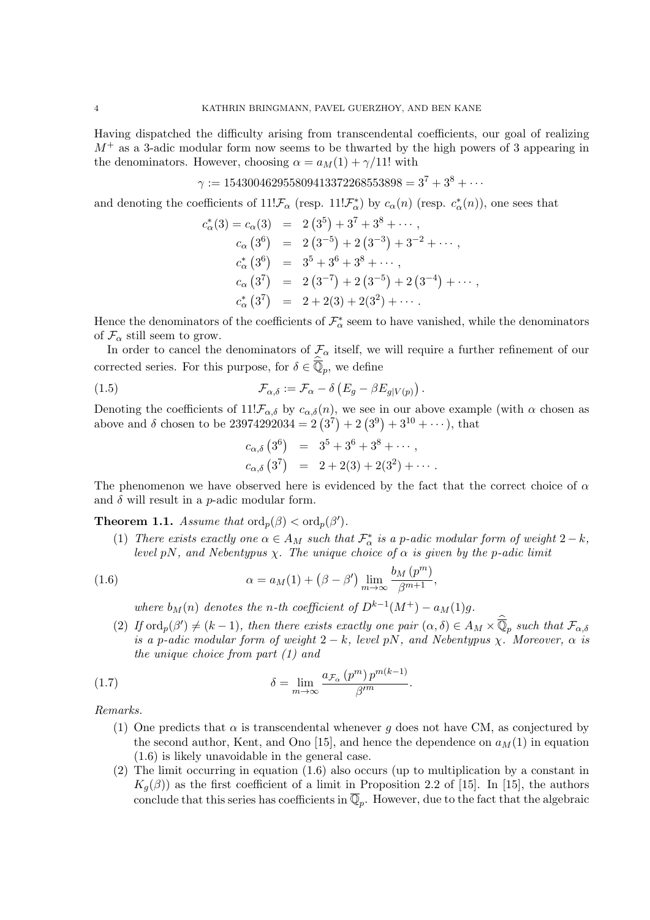Having dispatched the difficulty arising from transcendental coefficients, our goal of realizing $M^+$ as a 3-adic modular form now seems to be thwarted by the high powers of 3 appearing in the denominators. However, choosing $\alpha = a_M(1) + \gamma/11!$ with

$$\gamma := 154300462955809413372268553898 = 3^7 + 3^8 + \cdots$$

and denoting the coefficients of $11!\mathcal{F}_\alpha$ (resp. $11!\mathcal{F}_\alpha^*$) by $c_\alpha(n)$ (resp. $c_\alpha^*(n)$), one sees that

$$\begin{aligned}
c_\alpha^*(3) = c_\alpha(3) &= 2\left(3^5\right) + 3^7 + 3^8 + \cdots, \\
c_\alpha\left(3^6\right) &= 2\left(3^{-5}\right) + 2\left(3^{-3}\right) + 3^{-2} + \cdots, \\
c_\alpha^*\left(3^6\right) &= 3^5 + 3^6 + 3^8 + \cdots, \\
c_\alpha\left(3^7\right) &= 2\left(3^{-7}\right) + 2\left(3^{-5}\right) + 2\left(3^{-4}\right) + \cdots, \\
c_\alpha^*\left(3^7\right) &= 2 + 2(3) + 2(3^2) + \cdots.
\end{aligned}$$

Hence the denominators of the coefficients of $\mathcal{F}_\alpha^*$ seem to have vanished, while the denominators of $\mathcal{F}_\alpha$ still seem to grow.

In order to cancel the denominators of $\mathcal{F}_\alpha$ itself, we will require a further refinement of our corrected series. For this purpose, for $\delta \in \widehat{\overline{\mathbb{Q}}}_p$, we define

$$\mathcal{F}_{\alpha,\delta} := \mathcal{F}_\alpha - \delta\left(E_g - \beta E_{g|V(p)}\right). \tag{1.5}$$

Denoting the coefficients of $11!\mathcal{F}_{\alpha,\delta}$ by $c_{\alpha,\delta}(n)$, we see in our above example (with $\alpha$ chosen as above and $\delta$ chosen to be $23974292034 = 2\left(3^7\right) + 2\left(3^9\right) + 3^{10} + \cdots$), that

$$\begin{aligned}
c_{\alpha,\delta}\left(3^6\right) &= 3^5 + 3^6 + 3^8 + \cdots, \\
c_{\alpha,\delta}\left(3^7\right) &= 2 + 2(3) + 2(3^2) + \cdots.
\end{aligned}$$

The phenomenon we have observed here is evidenced by the fact that the correct choice of $\alpha$ and $\delta$ will result in a $p$-adic modular form.

**Theorem 1.1.** *Assume that* $\mathrm{ord}_p(\beta) < \mathrm{ord}_p(\beta')$.

1. *There exists exactly one* $\alpha \in A_M$ *such that* $\mathcal{F}_\alpha^*$ *is a* $p$*-adic modular form of weight* $2-k$*, level* $pN$*, and Nebentypus* $\chi$*. The unique choice of* $\alpha$ *is given by the* $p$*-adic limit*

$$\alpha = a_M(1) + \left(\beta - \beta'\right) \lim_{m\to\infty} \frac{b_M\left(p^m\right)}{\beta^{m+1}}, \tag{1.6}$$

*where* $b_M(n)$ *denotes the* $n$*-th coefficient of* $D^{k-1}(M^+) - a_M(1)g$.

2. *If* $\mathrm{ord}_p(\beta') \neq (k-1)$*, then there exists exactly one pair* $(\alpha, \delta) \in A_M \times \widehat{\overline{\mathbb{Q}}}_p$ *such that* $\mathcal{F}_{\alpha,\delta}$ *is a* $p$*-adic modular form of weight* $2-k$*, level* $pN$*, and Nebentypus* $\chi$*. Moreover,* $\alpha$ *is the unique choice from part (1) and*

$$\delta = \lim_{m\to\infty} \frac{a_{\mathcal{F}_\alpha}\left(p^m\right) p^{m(k-1)}}{\beta'^m}. \tag{1.7}$$

*Remarks.*

1. One predicts that $\alpha$ is transcendental whenever $g$ does not have CM, as conjectured by the second author, Kent, and Ono [15], and hence the dependence on $a_M(1)$ in equation (1.6) is likely unavoidable in the general case.
2. The limit occurring in equation (1.6) also occurs (up to multiplication by a constant in $K_g(\beta)$) as the first coefficient of a limit in Proposition 2.2 of [15]. In [15], the authors conclude that this series has coefficients in $\overline{\mathbb{Q}}_p$. However, due to the fact that the algebraic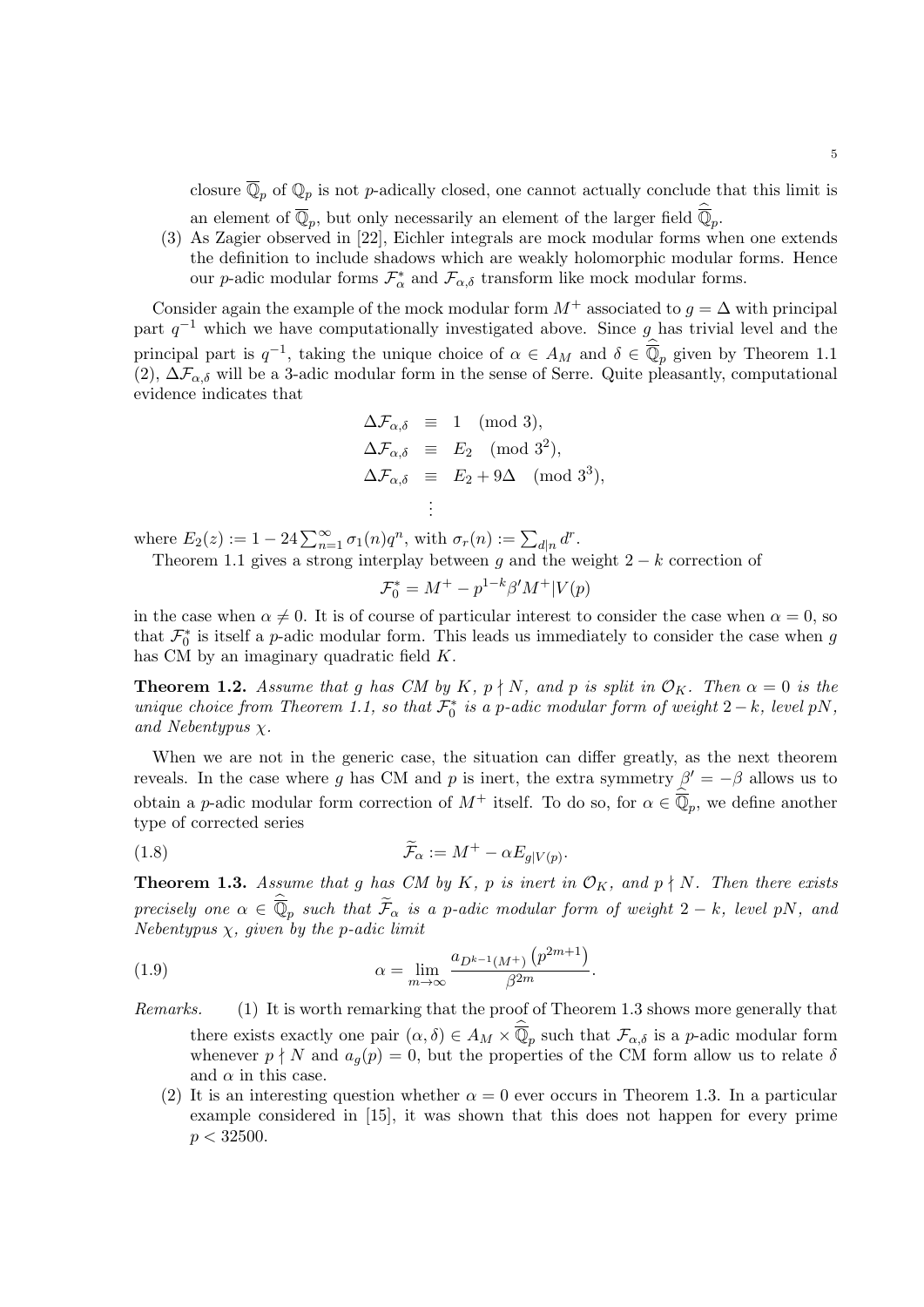closure $\overline{\mathbb{Q}}_p$ of $\mathbb{Q}_p$ is not $p$-adically closed, one cannot actually conclude that this limit is an element of $\overline{\mathbb{Q}}_p$, but only necessarily an element of the larger field $\widehat{\overline{\mathbb{Q}}}_p$.

(3) As Zagier observed in [22], Eichler integrals are mock modular forms when one extends the definition to include shadows which are weakly holomorphic modular forms. Hence our $p$-adic modular forms $\mathcal{F}_\alpha^*$ and $\mathcal{F}_{\alpha,\delta}$ transform like mock modular forms.

Consider again the example of the mock modular form $M^+$ associated to $g = \Delta$ with principal part $q^{-1}$ which we have computationally investigated above. Since $g$ has trivial level and the principal part is $q^{-1}$, taking the unique choice of $\alpha \in A_M$ and $\delta \in \widehat{\overline{\mathbb{Q}}}_p$ given by Theorem 1.1 (2), $\Delta\mathcal{F}_{\alpha,\delta}$ will be a 3-adic modular form in the sense of Serre. Quite pleasantly, computational evidence indicates that

$$
\begin{aligned}
\Delta\mathcal{F}_{\alpha,\delta} &\equiv 1 \pmod{3},\\
\Delta\mathcal{F}_{\alpha,\delta} &\equiv E_2 \pmod{3^2},\\
\Delta\mathcal{F}_{\alpha,\delta} &\equiv E_2 + 9\Delta \pmod{3^3},\\
&\vdots
\end{aligned}
$$

where $E_2(z) := 1 - 24\sum_{n=1}^{\infty}\sigma_1(n)q^n$, with $\sigma_r(n) := \sum_{d|n} d^r$.

Theorem 1.1 gives a strong interplay between $g$ and the weight $2-k$ correction of

$$\mathcal{F}_0^* = M^+ - p^{1-k}\beta' M^+|V(p)$$

in the case when $\alpha \neq 0$. It is of course of particular interest to consider the case when $\alpha = 0$, so that $\mathcal{F}_0^*$ is itself a $p$-adic modular form. This leads us immediately to consider the case when $g$ has CM by an imaginary quadratic field $K$.

**Theorem 1.2.** *Assume that $g$ has CM by $K$, $p \nmid N$, and $p$ is split in $\mathcal{O}_K$. Then $\alpha = 0$ is the unique choice from Theorem 1.1, so that $\mathcal{F}_0^*$ is a $p$-adic modular form of weight $2-k$, level $pN$, and Nebentypus $\chi$.*

When we are not in the generic case, the situation can differ greatly, as the next theorem reveals. In the case where $g$ has CM and $p$ is inert, the extra symmetry $\beta' = -\beta$ allows us to obtain a $p$-adic modular form correction of $M^+$ itself. To do so, for $\alpha \in \widehat{\overline{\mathbb{Q}}}_p$, we define another type of corrected series

$$\widetilde{\mathcal{F}}_\alpha := M^+ - \alpha E_{g|V(p)}. \tag{1.8}$$

**Theorem 1.3.** *Assume that $g$ has CM by $K$, $p$ is inert in $\mathcal{O}_K$, and $p \nmid N$. Then there exists precisely one $\alpha \in \widehat{\overline{\mathbb{Q}}}_p$ such that $\widetilde{\mathcal{F}}_\alpha$ is a $p$-adic modular form of weight $2-k$, level $pN$, and Nebentypus $\chi$, given by the $p$-adic limit*

$$\alpha = \lim_{m\to\infty} \frac{a_{D^{k-1}(M^+)}\left(p^{2m+1}\right)}{\beta^{2m}}. \tag{1.9}$$

*Remarks.* (1) It is worth remarking that the proof of Theorem 1.3 shows more generally that there exists exactly one pair $(\alpha,\delta) \in A_M \times \widehat{\overline{\mathbb{Q}}}_p$ such that $\mathcal{F}_{\alpha,\delta}$ is a $p$-adic modular form whenever $p \nmid N$ and $a_g(p) = 0$, but the properties of the CM form allow us to relate $\delta$ and $\alpha$ in this case.

(2) It is an interesting question whether $\alpha = 0$ ever occurs in Theorem 1.3. In a particular example considered in [15], it was shown that this does not happen for every prime $p < 32500$.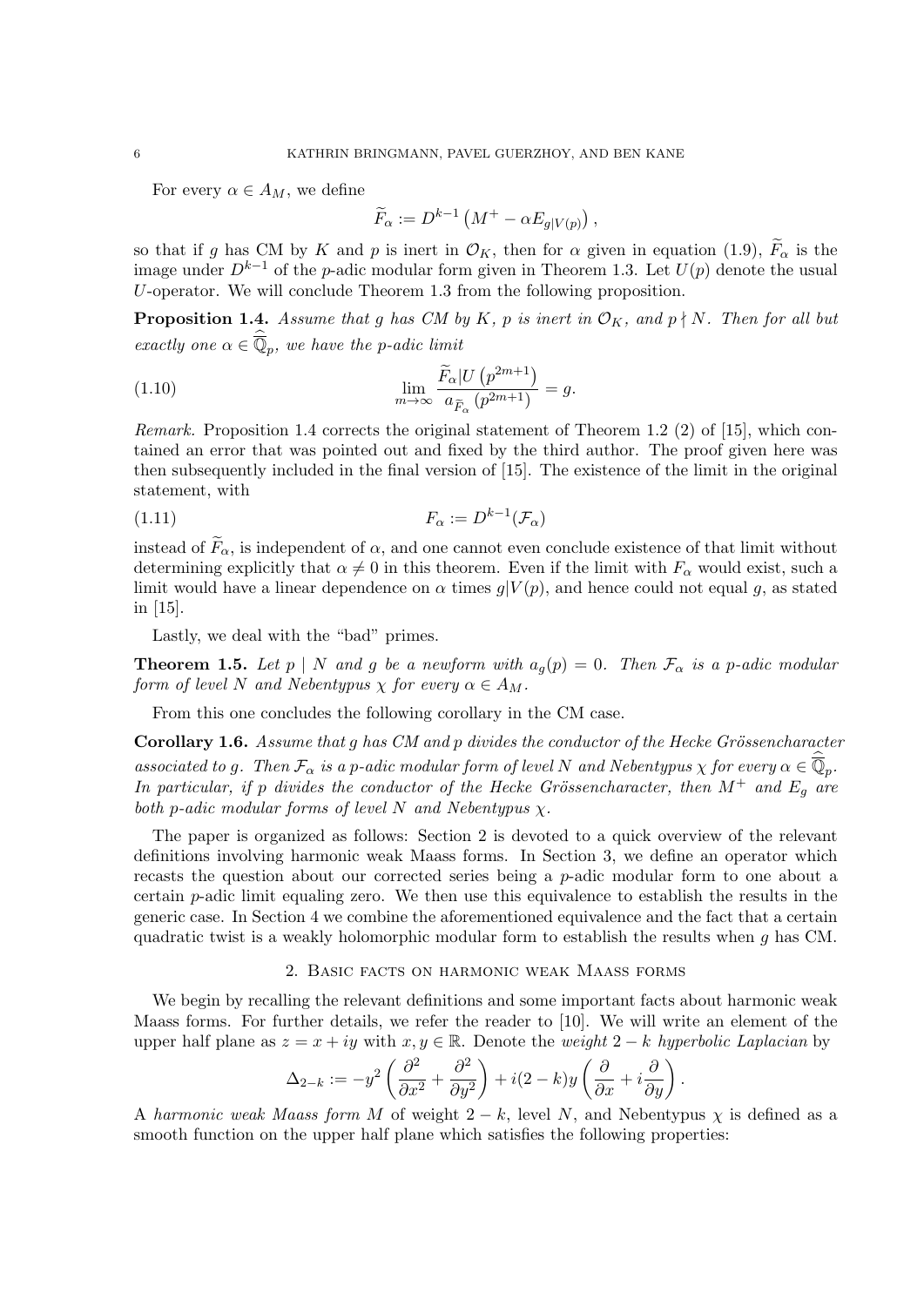For every $\alpha \in A_M$, we define

$$\widetilde{F}_\alpha := D^{k-1}\left(M^+ - \alpha E_{g|V(p)}\right),$$

so that if $g$ has CM by $K$ and $p$ is inert in $\mathcal{O}_K$, then for $\alpha$ given in equation (1.9), $\widetilde{F}_\alpha$ is the image under $D^{k-1}$ of the $p$-adic modular form given in Theorem 1.3. Let $U(p)$ denote the usual $U$-operator. We will conclude Theorem 1.3 from the following proposition.

**Proposition 1.4.** *Assume that $g$ has CM by $K$, $p$ is inert in $\mathcal{O}_K$, and $p \nmid N$. Then for all but exactly one $\alpha \in \widehat{\overline{\mathbb{Q}}}_p$, we have the $p$-adic limit*

$$\lim_{m\to\infty} \frac{\widetilde{F}_\alpha | U\left(p^{2m+1}\right)}{a_{\widetilde{F}_\alpha}\left(p^{2m+1}\right)} = g. \tag{1.10}$$

*Remark.* Proposition 1.4 corrects the original statement of Theorem 1.2 (2) of [15], which contained an error that was pointed out and fixed by the third author. The proof given here was then subsequently included in the final version of [15]. The existence of the limit in the original statement, with

$$F_\alpha := D^{k-1}(\mathcal{F}_\alpha) \tag{1.11}$$

instead of $\widetilde{F}_\alpha$, is independent of $\alpha$, and one cannot even conclude existence of that limit without determining explicitly that $\alpha \neq 0$ in this theorem. Even if the limit with $F_\alpha$ would exist, such a limit would have a linear dependence on $\alpha$ times $g|V(p)$, and hence could not equal $g$, as stated in [15].

Lastly, we deal with the "bad" primes.

**Theorem 1.5.** *Let $p \mid N$ and $g$ be a newform with $a_g(p) = 0$. Then $\mathcal{F}_\alpha$ is a $p$-adic modular form of level $N$ and Nebentypus $\chi$ for every $\alpha \in A_M$.*

From this one concludes the following corollary in the CM case.

**Corollary 1.6.** *Assume that $g$ has CM and $p$ divides the conductor of the Hecke Grössencharacter associated to $g$. Then $\mathcal{F}_\alpha$ is a $p$-adic modular form of level $N$ and Nebentypus $\chi$ for every $\alpha \in \widehat{\overline{\mathbb{Q}}}_p$. In particular, if $p$ divides the conductor of the Hecke Grössencharacter, then $M^+$ and $E_g$ are both $p$-adic modular forms of level $N$ and Nebentypus $\chi$.*

The paper is organized as follows: Section 2 is devoted to a quick overview of the relevant definitions involving harmonic weak Maass forms. In Section 3, we define an operator which recasts the question about our corrected series being a $p$-adic modular form to one about a certain $p$-adic limit equaling zero. We then use this equivalence to establish the results in the generic case. In Section 4 we combine the aforementioned equivalence and the fact that a certain quadratic twist is a weakly holomorphic modular form to establish the results when $g$ has CM.

## 2. Basic facts on harmonic weak Maass forms

We begin by recalling the relevant definitions and some important facts about harmonic weak Maass forms. For further details, we refer the reader to [10]. We will write an element of the upper half plane as $z = x + iy$ with $x, y \in \mathbb{R}$. Denote the *weight $2-k$ hyperbolic Laplacian* by

$$\Delta_{2-k} := -y^2\left(\frac{\partial^2}{\partial x^2} + \frac{\partial^2}{\partial y^2}\right) + i(2-k)y\left(\frac{\partial}{\partial x} + i\frac{\partial}{\partial y}\right).$$

A *harmonic weak Maass form* $M$ of weight $2-k$, level $N$, and Nebentypus $\chi$ is defined as a smooth function on the upper half plane which satisfies the following properties: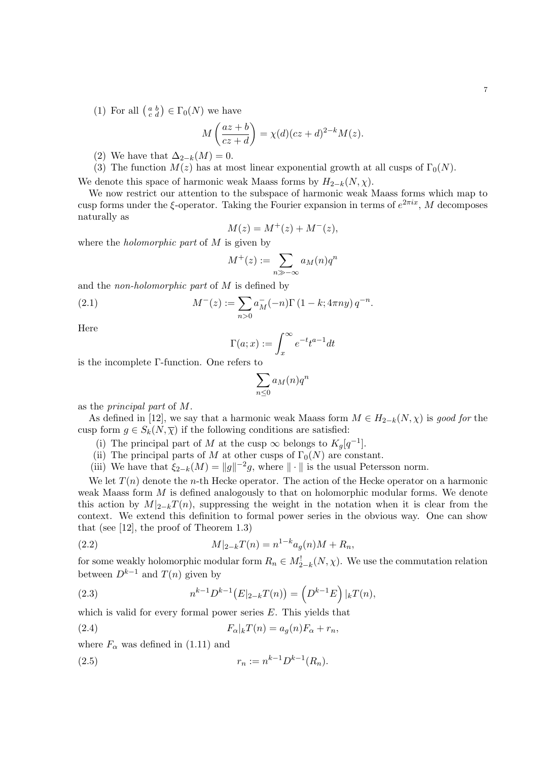(1) For all $\left(\begin{smallmatrix} a & b \\ c & d \end{smallmatrix}\right) \in \Gamma_0(N)$ we have

$$M\left(\frac{az+b}{cz+d}\right) = \chi(d)(cz+d)^{2-k}M(z).$$

(2) We have that $\Delta_{2-k}(M) = 0$.

(3) The function $M(z)$ has at most linear exponential growth at all cusps of $\Gamma_0(N)$.

We denote this space of harmonic weak Maass forms by $H_{2-k}(N,\chi)$.

We now restrict our attention to the subspace of harmonic weak Maass forms which map to cusp forms under the $\xi$-operator. Taking the Fourier expansion in terms of $e^{2\pi ix}$, $M$ decomposes naturally as

$$M(z) = M^+(z) + M^-(z),$$

where the *holomorphic part* of $M$ is given by

$$M^+(z) := \sum_{n \gg -\infty} a_M(n)q^n$$

and the *non-holomorphic part* of $M$ is defined by

$$M^-(z) := \sum_{n>0} a_M^-(-n)\Gamma\left(1-k; 4\pi ny\right) q^{-n}. \tag{2.1}$$

Here

$$\Gamma(a;x) := \int_x^\infty e^{-t}t^{a-1}dt$$

is the incomplete $\Gamma$-function. One refers to

$$\sum_{n\leq 0} a_M(n)q^n$$

as the *principal part* of $M$.

As defined in [12], we say that a harmonic weak Maass form $M \in H_{2-k}(N,\chi)$ is *good for* the cusp form $g \in S_k(N,\overline{\chi})$ if the following conditions are satisfied:

(i) The principal part of $M$ at the cusp $\infty$ belongs to $K_g[q^{-1}]$.

(ii) The principal parts of $M$ at other cusps of $\Gamma_0(N)$ are constant.

(iii) We have that $\xi_{2-k}(M) = \|g\|^{-2}g$, where $\|\cdot\|$ is the usual Petersson norm.

We let $T(n)$ denote the $n$-th Hecke operator. The action of the Hecke operator on a harmonic weak Maass form $M$ is defined analogously to that on holomorphic modular forms. We denote this action by $M|_{2-k}T(n)$, suppressing the weight in the notation when it is clear from the context. We extend this definition to formal power series in the obvious way. One can show that (see [12], the proof of Theorem 1.3)

$$M|_{2-k}T(n) = n^{1-k}a_g(n)M + R_n, \tag{2.2}$$

for some weakly holomorphic modular form $R_n \in M_{2-k}^!(N,\chi)$. We use the commutation relation between $D^{k-1}$ and $T(n)$ given by

$$n^{k-1}D^{k-1}\big(E|_{2-k}T(n)\big) = \left(D^{k-1}E\right)|_kT(n), \tag{2.3}$$

which is valid for every formal power series $E$. This yields that

$$F_\alpha|_kT(n) = a_g(n)F_\alpha + r_n, \tag{2.4}$$

where $F_\alpha$ was defined in (1.11) and

$$r_n := n^{k-1}D^{k-1}(R_n). \tag{2.5}$$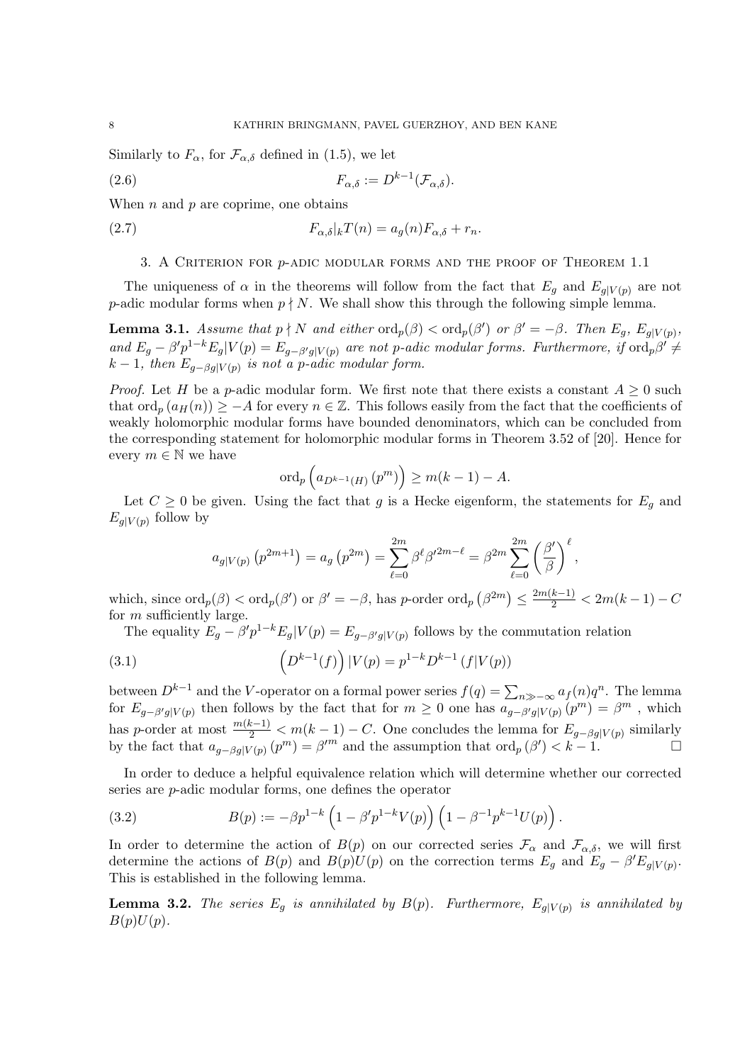Similarly to $F_\alpha$, for $\mathcal{F}_{\alpha,\delta}$ defined in (1.5), we let

$$F_{\alpha,\delta} := D^{k-1}(\mathcal{F}_{\alpha,\delta}). \tag{2.6}$$

When $n$ and $p$ are coprime, one obtains

$$F_{\alpha,\delta}|_k T(n) = a_g(n) F_{\alpha,\delta} + r_n. \tag{2.7}$$

## 3. A Criterion for $p$-adic modular forms and the proof of Theorem 1.1

The uniqueness of $\alpha$ in the theorems will follow from the fact that $E_g$ and $E_{g|V(p)}$ are not $p$-adic modular forms when $p \nmid N$. We shall show this through the following simple lemma.

**Lemma 3.1.** *Assume that $p \nmid N$ and either $\mathrm{ord}_p(\beta) < \mathrm{ord}_p(\beta')$ or $\beta' = -\beta$. Then $E_g$, $E_{g|V(p)}$, and $E_g - \beta' p^{1-k} E_g|V(p) = E_{g-\beta' g|V(p)}$ are not $p$-adic modular forms. Furthermore, if $\mathrm{ord}_p \beta' \neq k-1$, then $E_{g-\beta g|V(p)}$ is not a $p$-adic modular form.*

*Proof.* Let $H$ be a $p$-adic modular form. We first note that there exists a constant $A \geq 0$ such that $\mathrm{ord}_p\left(a_H(n)\right) \geq -A$ for every $n \in \mathbb{Z}$. This follows easily from the fact that the coefficients of weakly holomorphic modular forms have bounded denominators, which can be concluded from the corresponding statement for holomorphic modular forms in Theorem 3.52 of [20]. Hence for every $m \in \mathbb{N}$ we have

$$\mathrm{ord}_p\left(a_{D^{k-1}(H)}\left(p^m\right)\right) \geq m(k-1) - A.$$

Let $C \geq 0$ be given. Using the fact that $g$ is a Hecke eigenform, the statements for $E_g$ and $E_{g|V(p)}$ follow by

$$a_{g|V(p)}\left(p^{2m+1}\right) = a_g\left(p^{2m}\right) = \sum_{\ell=0}^{2m} \beta^\ell \beta'^{2m-\ell} = \beta^{2m} \sum_{\ell=0}^{2m} \left(\frac{\beta'}{\beta}\right)^\ell,$$

which, since $\mathrm{ord}_p(\beta) < \mathrm{ord}_p(\beta')$ or $\beta' = -\beta$, has $p$-order $\mathrm{ord}_p\left(\beta^{2m}\right) \leq \frac{2m(k-1)}{2} < 2m(k-1) - C$ for $m$ sufficiently large.

The equality $E_g - \beta' p^{1-k} E_g|V(p) = E_{g-\beta' g|V(p)}$ follows by the commutation relation

$$\left(D^{k-1}(f)\right)|V(p) = p^{1-k} D^{k-1}\left(f|V(p)\right) \tag{3.1}$$

between $D^{k-1}$ and the $V$-operator on a formal power series $f(q) = \sum_{n \gg -\infty} a_f(n) q^n$. The lemma for $E_{g-\beta' g|V(p)}$ then follows by the fact that for $m \geq 0$ one has $a_{g-\beta' g|V(p)}\left(p^m\right) = \beta^m$ , which has $p$-order at most $\frac{m(k-1)}{2} < m(k-1) - C$. One concludes the lemma for $E_{g-\beta g|V(p)}$ similarly by the fact that $a_{g-\beta g|V(p)}\left(p^m\right) = \beta'^m$ and the assumption that $\mathrm{ord}_p\left(\beta'\right) < k-1$. $\square$

In order to deduce a helpful equivalence relation which will determine whether our corrected series are $p$-adic modular forms, one defines the operator

$$B(p) := -\beta p^{1-k}\left(1 - \beta' p^{1-k} V(p)\right)\left(1 - \beta^{-1} p^{k-1} U(p)\right). \tag{3.2}$$

In order to determine the action of $B(p)$ on our corrected series $\mathcal{F}_\alpha$ and $\mathcal{F}_{\alpha,\delta}$, we will first determine the actions of $B(p)$ and $B(p)U(p)$ on the correction terms $E_g$ and $E_g - \beta' E_{g|V(p)}$. This is established in the following lemma.

**Lemma 3.2.** *The series $E_g$ is annihilated by $B(p)$. Furthermore, $E_{g|V(p)}$ is annihilated by $B(p)U(p)$.*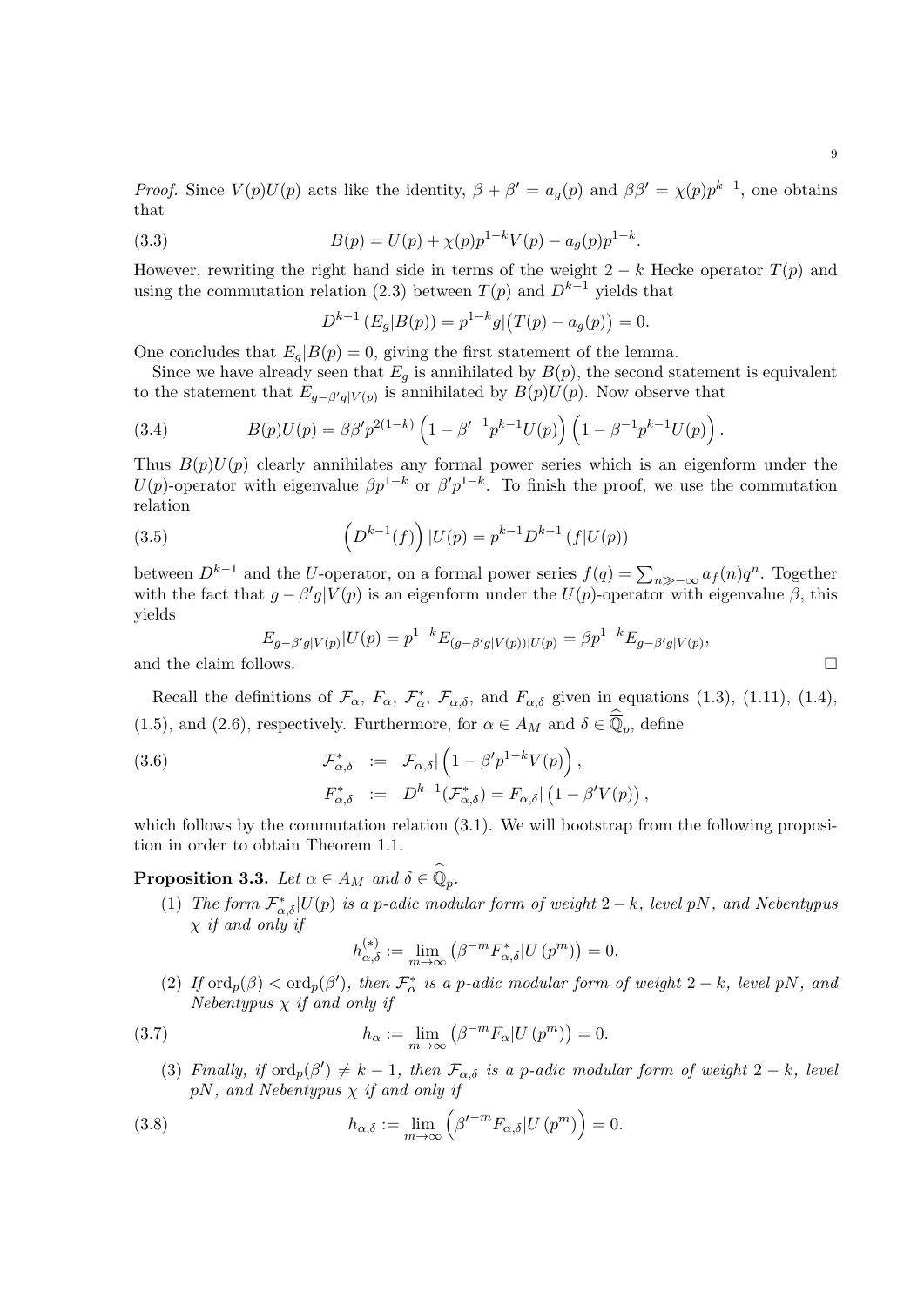*Proof.* Since $V(p)U(p)$ acts like the identity, $\beta + \beta' = a_g(p)$ and $\beta\beta' = \chi(p)p^{k-1}$, one obtains that

$$B(p) = U(p) + \chi(p)p^{1-k}V(p) - a_g(p)p^{1-k}. \tag{3.3}$$

However, rewriting the right hand side in terms of the weight $2-k$ Hecke operator $T(p)$ and using the commutation relation (2.3) between $T(p)$ and $D^{k-1}$ yields that

$$D^{k-1}\left(E_g|B(p)\right) = p^{1-k}g|\big(T(p) - a_g(p)\big) = 0.$$

One concludes that $E_g|B(p) = 0$, giving the first statement of the lemma.

Since we have already seen that $E_g$ is annihilated by $B(p)$, the second statement is equivalent to the statement that $E_{g-\beta' g|V(p)}$ is annihilated by $B(p)U(p)$. Now observe that

$$B(p)U(p) = \beta\beta' p^{2(1-k)}\left(1 - {\beta'}^{-1}p^{k-1}U(p)\right)\left(1 - \beta^{-1}p^{k-1}U(p)\right). \tag{3.4}$$

Thus $B(p)U(p)$ clearly annihilates any formal power series which is an eigenform under the $U(p)$-operator with eigenvalue $\beta p^{1-k}$ or $\beta' p^{1-k}$. To finish the proof, we use the commutation relation

$$\left(D^{k-1}(f)\right)|U(p) = p^{k-1}D^{k-1}\left(f|U(p)\right) \tag{3.5}$$

between $D^{k-1}$ and the $U$-operator, on a formal power series $f(q) = \sum_{n \gg -\infty} a_f(n)q^n$. Together with the fact that $g - \beta' g|V(p)$ is an eigenform under the $U(p)$-operator with eigenvalue $\beta$, this yields

$$E_{g-\beta' g|V(p)}|U(p) = p^{1-k}E_{(g-\beta' g|V(p))|U(p)} = \beta p^{1-k}E_{g-\beta' g|V(p)},$$

and the claim follows. $\square$

Recall the definitions of $\mathcal{F}_\alpha$, $F_\alpha$, $\mathcal{F}^*_\alpha$, $\mathcal{F}_{\alpha,\delta}$, and $F_{\alpha,\delta}$ given in equations (1.3), (1.11), (1.4), (1.5), and (2.6), respectively. Furthermore, for $\alpha \in A_M$ and $\delta \in \widehat{\overline{\mathbb{Q}}}_p$, define

$$\begin{aligned} \mathcal{F}^*_{\alpha,\delta} &:= \mathcal{F}_{\alpha,\delta}|\left(1 - \beta' p^{1-k}V(p)\right), \\ F^*_{\alpha,\delta} &:= D^{k-1}(\mathcal{F}^*_{\alpha,\delta}) = F_{\alpha,\delta}|\left(1 - \beta' V(p)\right), \end{aligned} \tag{3.6}$$

which follows by the commutation relation (3.1). We will bootstrap from the following proposition in order to obtain Theorem 1.1.

**Proposition 3.3.** *Let $\alpha \in A_M$ and $\delta \in \widehat{\overline{\mathbb{Q}}}_p$.*

1. *The form $\mathcal{F}^*_{\alpha,\delta}|U(p)$ is a $p$-adic modular form of weight $2-k$, level $pN$, and Nebentypus $\chi$ if and only if*
$$h^{(*)}_{\alpha,\delta} := \lim_{m\to\infty}\left(\beta^{-m}F^*_{\alpha,\delta}|U\left(p^m\right)\right) = 0.$$
2. *If $\mathrm{ord}_p(\beta) < \mathrm{ord}_p(\beta')$, then $\mathcal{F}^*_\alpha$ is a $p$-adic modular form of weight $2-k$, level $pN$, and Nebentypus $\chi$ if and only if*
$$h_\alpha := \lim_{m\to\infty}\left(\beta^{-m}F_\alpha|U\left(p^m\right)\right) = 0. \tag{3.7}$$
3. *Finally, if $\mathrm{ord}_p(\beta') \neq k-1$, then $\mathcal{F}_{\alpha,\delta}$ is a $p$-adic modular form of weight $2-k$, level $pN$, and Nebentypus $\chi$ if and only if*
$$h_{\alpha,\delta} := \lim_{m\to\infty}\left({\beta'}^{-m}F_{\alpha,\delta}|U\left(p^m\right)\right) = 0. \tag{3.8}$$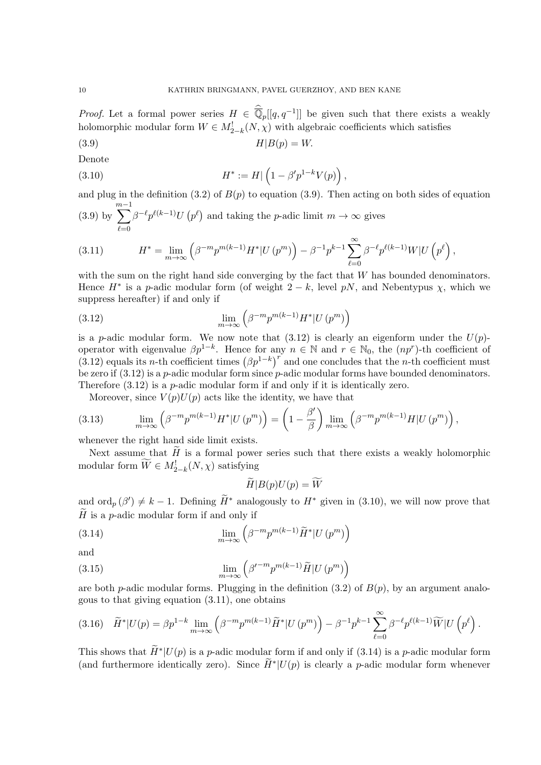*Proof.* Let a formal power series $H \in \widehat{\overline{\mathbb{Q}}}_p[[q, q^{-1}]]$ be given such that there exists a weakly holomorphic modular form $W \in M^!_{2-k}(N,\chi)$ with algebraic coefficients which satisfies

$$H|B(p) = W. \tag{3.9}$$

Denote

$$H^* := H|\left(1 - \beta' p^{1-k} V(p)\right), \tag{3.10}$$

and plug in the definition (3.2) of $B(p)$ to equation (3.9). Then acting on both sides of equation (3.9) by $\sum_{\ell=0}^{m-1} \beta^{-\ell} p^{\ell(k-1)} U\left(p^\ell\right)$ and taking the $p$-adic limit $m \to \infty$ gives

$$H^* = \lim_{m\to\infty} \left(\beta^{-m} p^{m(k-1)} H^*|U\left(p^m\right)\right) - \beta^{-1} p^{k-1} \sum_{\ell=0}^{\infty} \beta^{-\ell} p^{\ell(k-1)} W|U\left(p^\ell\right), \tag{3.11}$$

with the sum on the right hand side converging by the fact that $W$ has bounded denominators. Hence $H^*$ is a $p$-adic modular form (of weight $2-k$, level $pN$, and Nebentypus $\chi$, which we suppress hereafter) if and only if

$$\lim_{m\to\infty} \left(\beta^{-m} p^{m(k-1)} H^*|U\left(p^m\right)\right) \tag{3.12}$$

is a $p$-adic modular form. We now note that (3.12) is clearly an eigenform under the $U(p)$-operator with eigenvalue $\beta p^{1-k}$. Hence for any $n \in \mathbb{N}$ and $r \in \mathbb{N}_0$, the $(np^r)$-th coefficient of (3.12) equals its $n$-th coefficient times $\left(\beta p^{1-k}\right)^r$ and one concludes that the $n$-th coefficient must be zero if (3.12) is a $p$-adic modular form since $p$-adic modular forms have bounded denominators. Therefore (3.12) is a $p$-adic modular form if and only if it is identically zero.

Moreover, since $V(p)U(p)$ acts like the identity, we have that

$$\lim_{m\to\infty} \left(\beta^{-m} p^{m(k-1)} H^*|U\left(p^m\right)\right) = \left(1 - \frac{\beta'}{\beta}\right) \lim_{m\to\infty} \left(\beta^{-m} p^{m(k-1)} H|U\left(p^m\right)\right), \tag{3.13}$$

whenever the right hand side limit exists.

Next assume that $\widetilde{H}$ is a formal power series such that there exists a weakly holomorphic modular form $\widetilde{W} \in M^!_{2-k}(N,\chi)$ satisfying

$$\widetilde{H}|B(p)U(p) = \widetilde{W}$$

and $\operatorname{ord}_p(\beta') \neq k-1$. Defining $\widetilde{H}^*$ analogously to $H^*$ given in (3.10), we will now prove that $\widetilde{H}$ is a $p$-adic modular form if and only if

$$\lim_{m\to\infty} \left(\beta^{-m} p^{m(k-1)} \widetilde{H}^*|U\left(p^m\right)\right) \tag{3.14}$$

and

$$\lim_{m\to\infty} \left(\beta'^{-m} p^{m(k-1)} \widetilde{H}|U\left(p^m\right)\right) \tag{3.15}$$

are both $p$-adic modular forms. Plugging in the definition (3.2) of $B(p)$, by an argument analogous to that giving equation (3.11), one obtains

$$\widetilde{H}^*|U(p) = \beta p^{1-k} \lim_{m\to\infty} \left(\beta^{-m} p^{m(k-1)} \widetilde{H}^*|U\left(p^m\right)\right) - \beta^{-1} p^{k-1} \sum_{\ell=0}^{\infty} \beta^{-\ell} p^{\ell(k-1)} \widetilde{W}|U\left(p^\ell\right). \tag{3.16}$$

This shows that $\widetilde{H}^*|U(p)$ is a $p$-adic modular form if and only if (3.14) is a $p$-adic modular form (and furthermore identically zero). Since $\widetilde{H}^*|U(p)$ is clearly a $p$-adic modular form whenever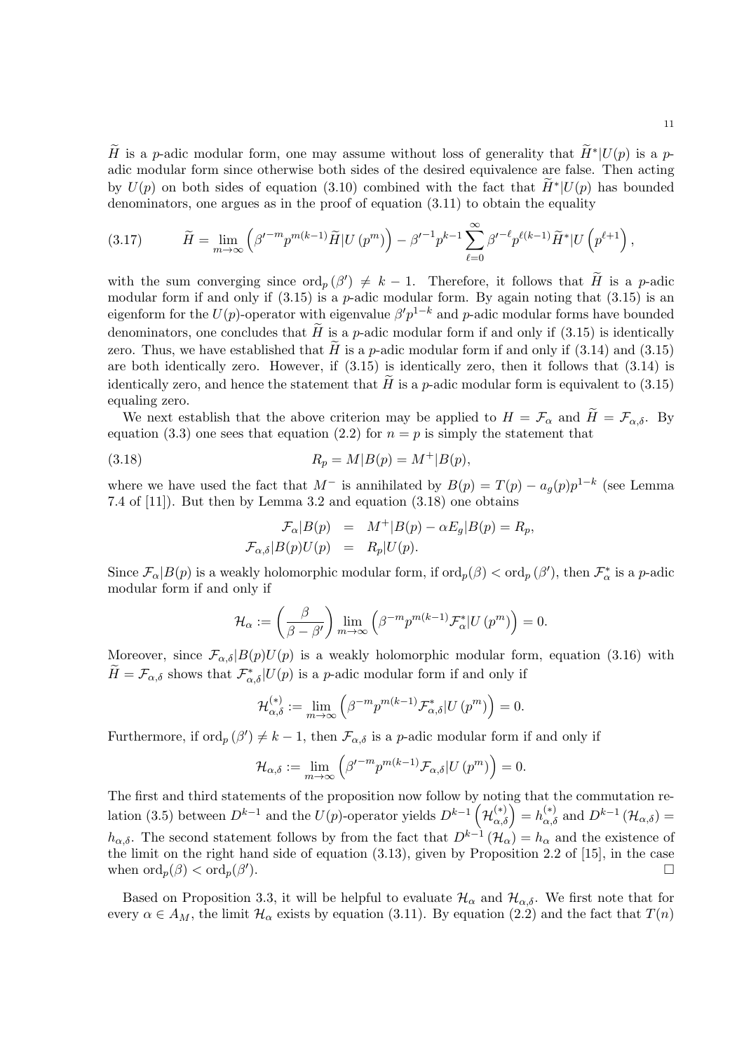$\widetilde{H}$ is a $p$-adic modular form, one may assume without loss of generality that $\widetilde{H}^*|U(p)$ is a $p$-adic modular form since otherwise both sides of the desired equivalence are false. Then acting by $U(p)$ on both sides of equation (3.10) combined with the fact that $\widetilde{H}^*|U(p)$ has bounded denominators, one argues as in the proof of equation (3.11) to obtain the equality

$$\widetilde{H} = \lim_{m\to\infty}\left(\beta'^{-m}p^{m(k-1)}\widetilde{H}|U\left(p^m\right)\right) - \beta'^{-1}p^{k-1}\sum_{\ell=0}^{\infty}\beta'^{-\ell}p^{\ell(k-1)}\widetilde{H}^*|U\left(p^{\ell+1}\right), \tag{3.17}$$

with the sum converging since $\mathrm{ord}_p\left(\beta'\right)\neq k-1$. Therefore, it follows that $\widetilde{H}$ is a $p$-adic modular form if and only if (3.15) is a $p$-adic modular form. By again noting that (3.15) is an eigenform for the $U(p)$-operator with eigenvalue $\beta' p^{1-k}$ and $p$-adic modular forms have bounded denominators, one concludes that $\widetilde{H}$ is a $p$-adic modular form if and only if (3.15) is identically zero. Thus, we have established that $\widetilde{H}$ is a $p$-adic modular form if and only if (3.14) and (3.15) are both identically zero. However, if (3.15) is identically zero, then it follows that (3.14) is identically zero, and hence the statement that $\widetilde{H}$ is a $p$-adic modular form is equivalent to (3.15) equaling zero.

We next establish that the above criterion may be applied to $H=\mathcal{F}_\alpha$ and $\widetilde{H}=\mathcal{F}_{\alpha,\delta}$. By equation (3.3) one sees that equation (2.2) for $n=p$ is simply the statement that

$$R_p = M|B(p) = M^+|B(p), \tag{3.18}$$

where we have used the fact that $M^-$ is annihilated by $B(p)=T(p)-a_g(p)p^{1-k}$ (see Lemma 7.4 of [11]). But then by Lemma 3.2 and equation (3.18) one obtains

$$\begin{aligned}\mathcal{F}_\alpha|B(p) &= M^+|B(p)-\alpha E_g|B(p) = R_p,\\ \mathcal{F}_{\alpha,\delta}|B(p)U(p) &= R_p|U(p).\end{aligned}$$

Since $\mathcal{F}_\alpha|B(p)$ is a weakly holomorphic modular form, if $\mathrm{ord}_p(\beta)<\mathrm{ord}_p\left(\beta'\right)$, then $\mathcal{F}_\alpha^*$ is a $p$-adic modular form if and only if

$$\mathcal{H}_\alpha := \left(\frac{\beta}{\beta-\beta'}\right)\lim_{m\to\infty}\left(\beta^{-m}p^{m(k-1)}\mathcal{F}_\alpha^*|U\left(p^m\right)\right)=0.$$

Moreover, since $\mathcal{F}_{\alpha,\delta}|B(p)U(p)$ is a weakly holomorphic modular form, equation (3.16) with $\widetilde{H}=\mathcal{F}_{\alpha,\delta}$ shows that $\mathcal{F}_{\alpha,\delta}^*|U(p)$ is a $p$-adic modular form if and only if

$$\mathcal{H}_{\alpha,\delta}^{(*)} := \lim_{m\to\infty}\left(\beta^{-m}p^{m(k-1)}\mathcal{F}_{\alpha,\delta}^*|U\left(p^m\right)\right)=0.$$

Furthermore, if $\mathrm{ord}_p\left(\beta'\right)\neq k-1$, then $\mathcal{F}_{\alpha,\delta}$ is a $p$-adic modular form if and only if

$$\mathcal{H}_{\alpha,\delta} := \lim_{m\to\infty}\left(\beta'^{-m}p^{m(k-1)}\mathcal{F}_{\alpha,\delta}|U\left(p^m\right)\right)=0.$$

The first and third statements of the proposition now follow by noting that the commutation relation (3.5) between $D^{k-1}$ and the $U(p)$-operator yields $D^{k-1}\left(\mathcal{H}_{\alpha,\delta}^{(*)}\right)=h_{\alpha,\delta}^{(*)}$ and $D^{k-1}\left(\mathcal{H}_{\alpha,\delta}\right)=h_{\alpha,\delta}$. The second statement follows by from the fact that $D^{k-1}\left(\mathcal{H}_\alpha\right)=h_\alpha$ and the existence of the limit on the right hand side of equation (3.13), given by Proposition 2.2 of [15], in the case when $\mathrm{ord}_p(\beta)<\mathrm{ord}_p(\beta')$. $\square$

Based on Proposition 3.3, it will be helpful to evaluate $\mathcal{H}_\alpha$ and $\mathcal{H}_{\alpha,\delta}$. We first note that for every $\alpha\in A_M$, the limit $\mathcal{H}_\alpha$ exists by equation (3.11). By equation (2.2) and the fact that $T(n)$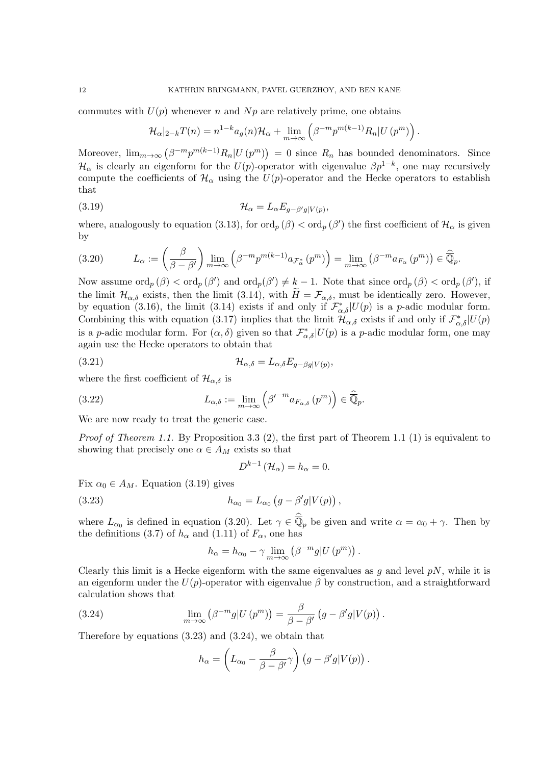commutes with $U(p)$ whenever $n$ and $Np$ are relatively prime, one obtains

$$\mathcal{H}_\alpha|_{2-k}T(n) = n^{1-k}a_g(n)\mathcal{H}_\alpha + \lim_{m\to\infty}\left(\beta^{-m}p^{m(k-1)}R_n|U\left(p^m\right)\right).$$

Moreover, $\lim_{m\to\infty}\left(\beta^{-m}p^{m(k-1)}R_n|U\left(p^m\right)\right) = 0$ since $R_n$ has bounded denominators. Since $\mathcal{H}_\alpha$ is clearly an eigenform for the $U(p)$-operator with eigenvalue $\beta p^{1-k}$, one may recursively compute the coefficients of $\mathcal{H}_\alpha$ using the $U(p)$-operator and the Hecke operators to establish that

$$\mathcal{H}_\alpha = L_\alpha E_{g-\beta' g|V(p)}, \tag{3.19}$$

where, analogously to equation (3.13), for $\mathrm{ord}_p\left(\beta\right) < \mathrm{ord}_p\left(\beta'\right)$ the first coefficient of $\mathcal{H}_\alpha$ is given by

$$L_\alpha := \left(\frac{\beta}{\beta-\beta'}\right)\lim_{m\to\infty}\left(\beta^{-m}p^{m(k-1)}a_{\mathcal{F}^*_\alpha}\left(p^m\right)\right) = \lim_{m\to\infty}\left(\beta^{-m}a_{F_\alpha}\left(p^m\right)\right) \in \widehat{\overline{\mathbb{Q}}}_p. \tag{3.20}$$

Now assume $\mathrm{ord}_p\left(\beta\right) < \mathrm{ord}_p\left(\beta'\right)$ and $\mathrm{ord}_p(\beta') \neq k-1$. Note that since $\mathrm{ord}_p\left(\beta\right) < \mathrm{ord}_p\left(\beta'\right)$, if the limit $\mathcal{H}_{\alpha,\delta}$ exists, then the limit (3.14), with $\widetilde{H} = \mathcal{F}_{\alpha,\delta}$, must be identically zero. However, by equation (3.16), the limit (3.14) exists if and only if $\mathcal{F}^*_{\alpha,\delta}|U(p)$ is a $p$-adic modular form. Combining this with equation (3.17) implies that the limit $\mathcal{H}_{\alpha,\delta}$ exists if and only if $\mathcal{F}^*_{\alpha,\delta}|U(p)$ is a $p$-adic modular form. For $(\alpha,\delta)$ given so that $\mathcal{F}^*_{\alpha,\delta}|U(p)$ is a $p$-adic modular form, one may again use the Hecke operators to obtain that

$$\mathcal{H}_{\alpha,\delta} = L_{\alpha,\delta}E_{g-\beta g|V(p)}, \tag{3.21}$$

where the first coefficient of $\mathcal{H}_{\alpha,\delta}$ is

$$L_{\alpha,\delta} := \lim_{m\to\infty}\left({\beta'}^{-m}a_{F_{\alpha,\delta}}\left(p^m\right)\right) \in \widehat{\overline{\mathbb{Q}}}_p. \tag{3.22}$$

We are now ready to treat the generic case.

*Proof of Theorem 1.1.* By Proposition 3.3 (2), the first part of Theorem 1.1 (1) is equivalent to showing that precisely one $\alpha \in A_M$ exists so that

$$D^{k-1}\left(\mathcal{H}_\alpha\right) = h_\alpha = 0.$$

Fix $\alpha_0 \in A_M$. Equation (3.19) gives

$$h_{\alpha_0} = L_{\alpha_0}\left(g - \beta' g|V(p)\right), \tag{3.23}$$

where $L_{\alpha_0}$ is defined in equation (3.20). Let $\gamma \in \widehat{\overline{\mathbb{Q}}}_p$ be given and write $\alpha = \alpha_0 + \gamma$. Then by the definitions (3.7) of $h_\alpha$ and (1.11) of $F_\alpha$, one has

$$h_\alpha = h_{\alpha_0} - \gamma\lim_{m\to\infty}\left(\beta^{-m}g|U\left(p^m\right)\right).$$

Clearly this limit is a Hecke eigenform with the same eigenvalues as $g$ and level $pN$, while it is an eigenform under the $U(p)$-operator with eigenvalue $\beta$ by construction, and a straightforward calculation shows that

$$\lim_{m\to\infty}\left(\beta^{-m}g|U\left(p^m\right)\right) = \frac{\beta}{\beta-\beta'}\left(g - \beta' g|V(p)\right). \tag{3.24}$$

Therefore by equations (3.23) and (3.24), we obtain that

$$h_\alpha = \left(L_{\alpha_0} - \frac{\beta}{\beta-\beta'}\gamma\right)\left(g - \beta' g|V(p)\right).$$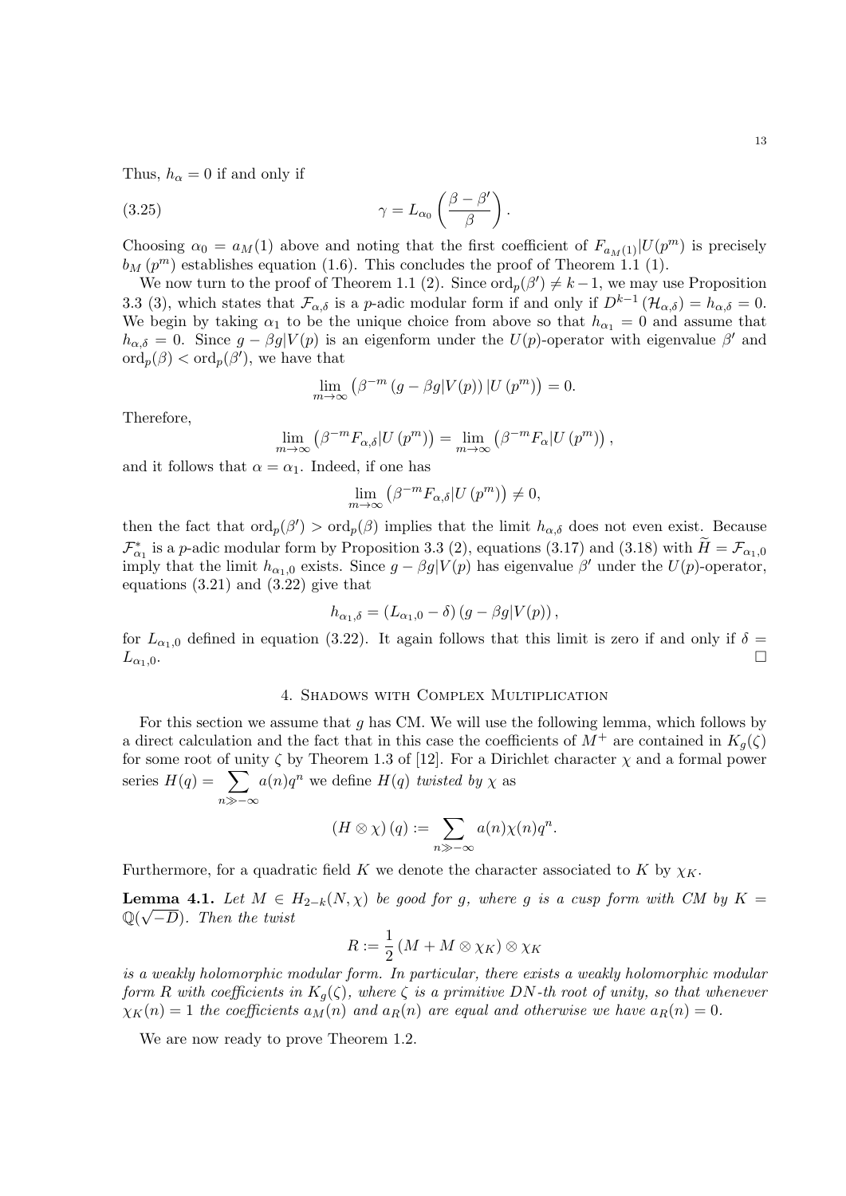Thus, $h_\alpha = 0$ if and only if

$$\gamma = L_{\alpha_0}\left(\frac{\beta - \beta'}{\beta}\right). \tag{3.25}$$

Choosing $\alpha_0 = a_M(1)$ above and noting that the first coefficient of $F_{a_M(1)}|U(p^m)$ is precisely $b_M(p^m)$ establishes equation (1.6). This concludes the proof of Theorem 1.1 (1).

We now turn to the proof of Theorem 1.1 (2). Since $\mathrm{ord}_p(\beta') \neq k-1$, we may use Proposition 3.3 (3), which states that $\mathcal{F}_{\alpha,\delta}$ is a $p$-adic modular form if and only if $D^{k-1}(\mathcal{H}_{\alpha,\delta}) = h_{\alpha,\delta} = 0$. We begin by taking $\alpha_1$ to be the unique choice from above so that $h_{\alpha_1} = 0$ and assume that $h_{\alpha,\delta} = 0$. Since $g - \beta g|V(p)$ is an eigenform under the $U(p)$-operator with eigenvalue $\beta'$ and $\mathrm{ord}_p(\beta) < \mathrm{ord}_p(\beta')$, we have that

$$\lim_{m\to\infty}\left(\beta^{-m}\left(g - \beta g|V(p)\right)|U\left(p^m\right)\right) = 0.$$

Therefore,

$$\lim_{m\to\infty}\left(\beta^{-m}F_{\alpha,\delta}|U\left(p^m\right)\right) = \lim_{m\to\infty}\left(\beta^{-m}F_{\alpha}|U\left(p^m\right)\right),$$

and it follows that $\alpha = \alpha_1$. Indeed, if one has

$$\lim_{m\to\infty}\left(\beta^{-m}F_{\alpha,\delta}|U\left(p^m\right)\right) \neq 0,$$

then the fact that $\mathrm{ord}_p(\beta') > \mathrm{ord}_p(\beta)$ implies that the limit $h_{\alpha,\delta}$ does not even exist. Because $\mathcal{F}^*_{\alpha_1}$ is a $p$-adic modular form by Proposition 3.3 (2), equations (3.17) and (3.18) with $\widetilde{H} = \mathcal{F}_{\alpha_1,0}$ imply that the limit $h_{\alpha_1,0}$ exists. Since $g - \beta g|V(p)$ has eigenvalue $\beta'$ under the $U(p)$-operator, equations (3.21) and (3.22) give that

$$h_{\alpha_1,\delta} = \left(L_{\alpha_1,0} - \delta\right)\left(g - \beta g|V(p)\right),$$

for $L_{\alpha_1,0}$ defined in equation (3.22). It again follows that this limit is zero if and only if $\delta = L_{\alpha_1,0}$. $\square$

## 4. Shadows with Complex Multiplication

For this section we assume that $g$ has CM. We will use the following lemma, which follows by a direct calculation and the fact that in this case the coefficients of $M^+$ are contained in $K_g(\zeta)$ for some root of unity $\zeta$ by Theorem 1.3 of [12]. For a Dirichlet character $\chi$ and a formal power series $H(q) = \sum_{n\gg-\infty} a(n)q^n$ we define $H(q)$ *twisted by* $\chi$ as

$$\left(H\otimes\chi\right)(q) := \sum_{n\gg-\infty} a(n)\chi(n)q^n.$$

Furthermore, for a quadratic field $K$ we denote the character associated to $K$ by $\chi_K$.

**Lemma 4.1.** *Let $M \in H_{2-k}(N,\chi)$ be good for $g$, where $g$ is a cusp form with CM by $K = \mathbb{Q}(\sqrt{-D})$. Then the twist*

$$R := \frac{1}{2}\left(M + M\otimes\chi_K\right)\otimes\chi_K$$

*is a weakly holomorphic modular form. In particular, there exists a weakly holomorphic modular form $R$ with coefficients in $K_g(\zeta)$, where $\zeta$ is a primitive $DN$-th root of unity, so that whenever $\chi_K(n) = 1$ the coefficients $a_M(n)$ and $a_R(n)$ are equal and otherwise we have $a_R(n) = 0$.*

We are now ready to prove Theorem 1.2.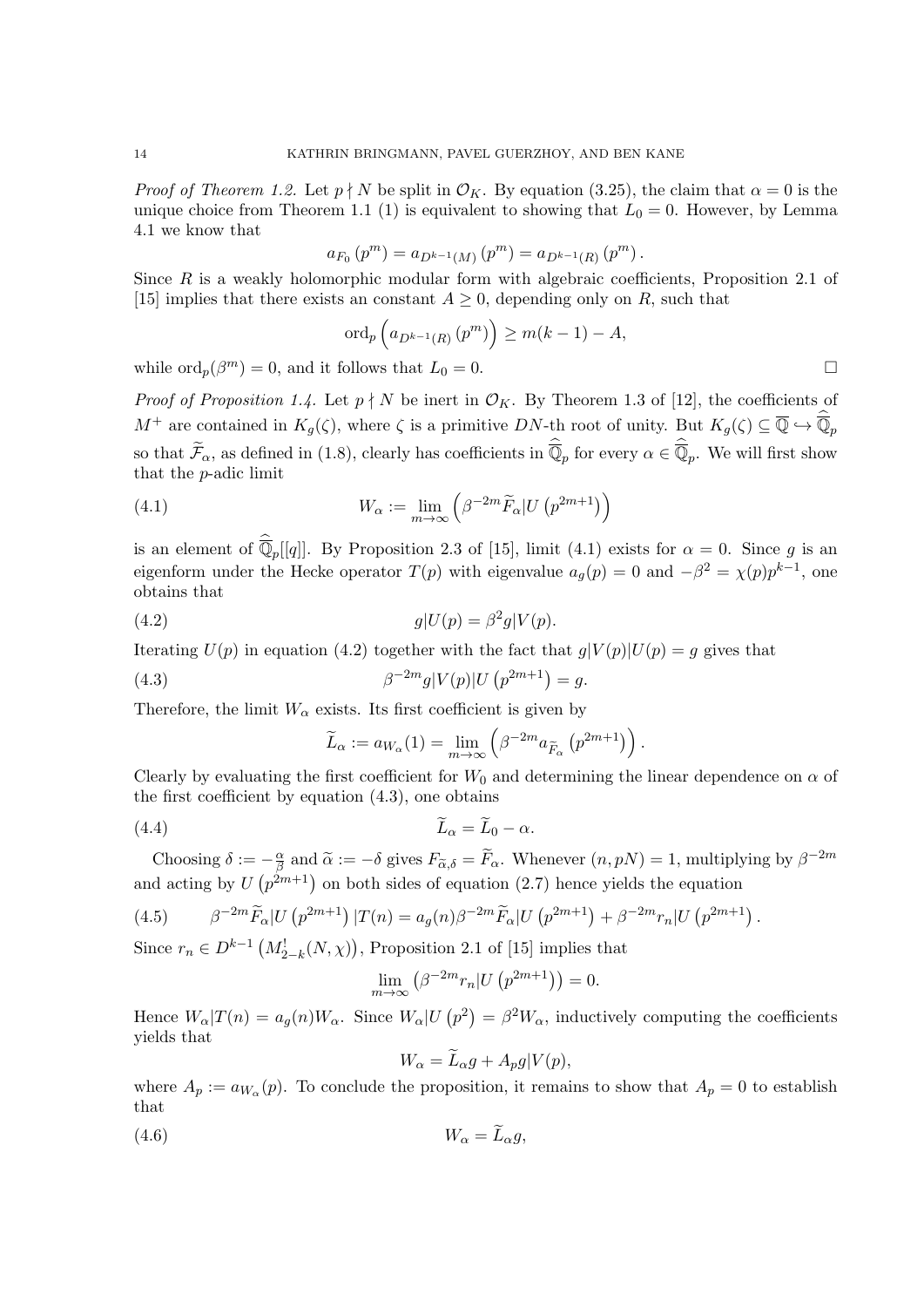*Proof of Theorem 1.2.* Let $p \nmid N$ be split in $\mathcal{O}_K$. By equation (3.25), the claim that $\alpha = 0$ is the unique choice from Theorem 1.1 (1) is equivalent to showing that $L_0 = 0$. However, by Lemma 4.1 we know that

$$a_{F_0}(p^m) = a_{D^{k-1}(M)}(p^m) = a_{D^{k-1}(R)}(p^m).$$

Since $R$ is a weakly holomorphic modular form with algebraic coefficients, Proposition 2.1 of [15] implies that there exists an constant $A \geq 0$, depending only on $R$, such that

$$\mathrm{ord}_p\left(a_{D^{k-1}(R)}(p^m)\right) \geq m(k-1) - A,$$

while $\mathrm{ord}_p(\beta^m) = 0$, and it follows that $L_0 = 0$. □

*Proof of Proposition 1.4.* Let $p \nmid N$ be inert in $\mathcal{O}_K$. By Theorem 1.3 of [12], the coefficients of $M^+$ are contained in $K_g(\zeta)$, where $\zeta$ is a primitive $DN$-th root of unity. But $K_g(\zeta) \subseteq \overline{\mathbb{Q}} \hookrightarrow \widehat{\overline{\mathbb{Q}}}_p$ so that $\widetilde{\mathcal{F}}_\alpha$, as defined in (1.8), clearly has coefficients in $\widehat{\overline{\mathbb{Q}}}_p$ for every $\alpha \in \widehat{\overline{\mathbb{Q}}}_p$. We will first show that the $p$-adic limit

$$W_\alpha := \lim_{m\to\infty}\left(\beta^{-2m}\widetilde{F}_\alpha | U\left(p^{2m+1}\right)\right) \tag{4.1}$$

is an element of $\widehat{\overline{\mathbb{Q}}}_p[[q]]$. By Proposition 2.3 of [15], limit (4.1) exists for $\alpha = 0$. Since $g$ is an eigenform under the Hecke operator $T(p)$ with eigenvalue $a_g(p) = 0$ and $-\beta^2 = \chi(p)p^{k-1}$, one obtains that

$$g|U(p) = \beta^2 g|V(p). \tag{4.2}$$

Iterating $U(p)$ in equation (4.2) together with the fact that $g|V(p)|U(p) = g$ gives that

$$\beta^{-2m} g|V(p)|U\left(p^{2m+1}\right) = g. \tag{4.3}$$

Therefore, the limit $W_\alpha$ exists. Its first coefficient is given by

$$\widetilde{L}_\alpha := a_{W_\alpha}(1) = \lim_{m\to\infty}\left(\beta^{-2m} a_{\widetilde{F}_\alpha}\left(p^{2m+1}\right)\right).$$

Clearly by evaluating the first coefficient for $W_0$ and determining the linear dependence on $\alpha$ of the first coefficient by equation (4.3), one obtains

$$\widetilde{L}_\alpha = \widetilde{L}_0 - \alpha. \tag{4.4}$$

Choosing $\delta := -\frac{\alpha}{\beta}$ and $\widetilde{\alpha} := -\delta$ gives $F_{\widetilde{\alpha},\delta} = \widetilde{F}_\alpha$. Whenever $(n, pN) = 1$, multiplying by $\beta^{-2m}$ and acting by $U\left(p^{2m+1}\right)$ on both sides of equation (2.7) hence yields the equation

$$\beta^{-2m}\widetilde{F}_\alpha | U\left(p^{2m+1}\right)|T(n) = a_g(n)\beta^{-2m}\widetilde{F}_\alpha | U\left(p^{2m+1}\right) + \beta^{-2m} r_n | U\left(p^{2m+1}\right). \tag{4.5}$$

Since $r_n \in D^{k-1}\left(M^!_{2-k}(N,\chi)\right)$, Proposition 2.1 of [15] implies that

$$\lim_{m\to\infty}\left(\beta^{-2m} r_n | U\left(p^{2m+1}\right)\right) = 0.$$

Hence $W_\alpha | T(n) = a_g(n) W_\alpha$. Since $W_\alpha | U\left(p^2\right) = \beta^2 W_\alpha$, inductively computing the coefficients yields that

$$W_\alpha = \widetilde{L}_\alpha g + A_p g|V(p),$$

where $A_p := a_{W_\alpha}(p)$. To conclude the proposition, it remains to show that $A_p = 0$ to establish that

$$W_\alpha = \widetilde{L}_\alpha g, \tag{4.6}$$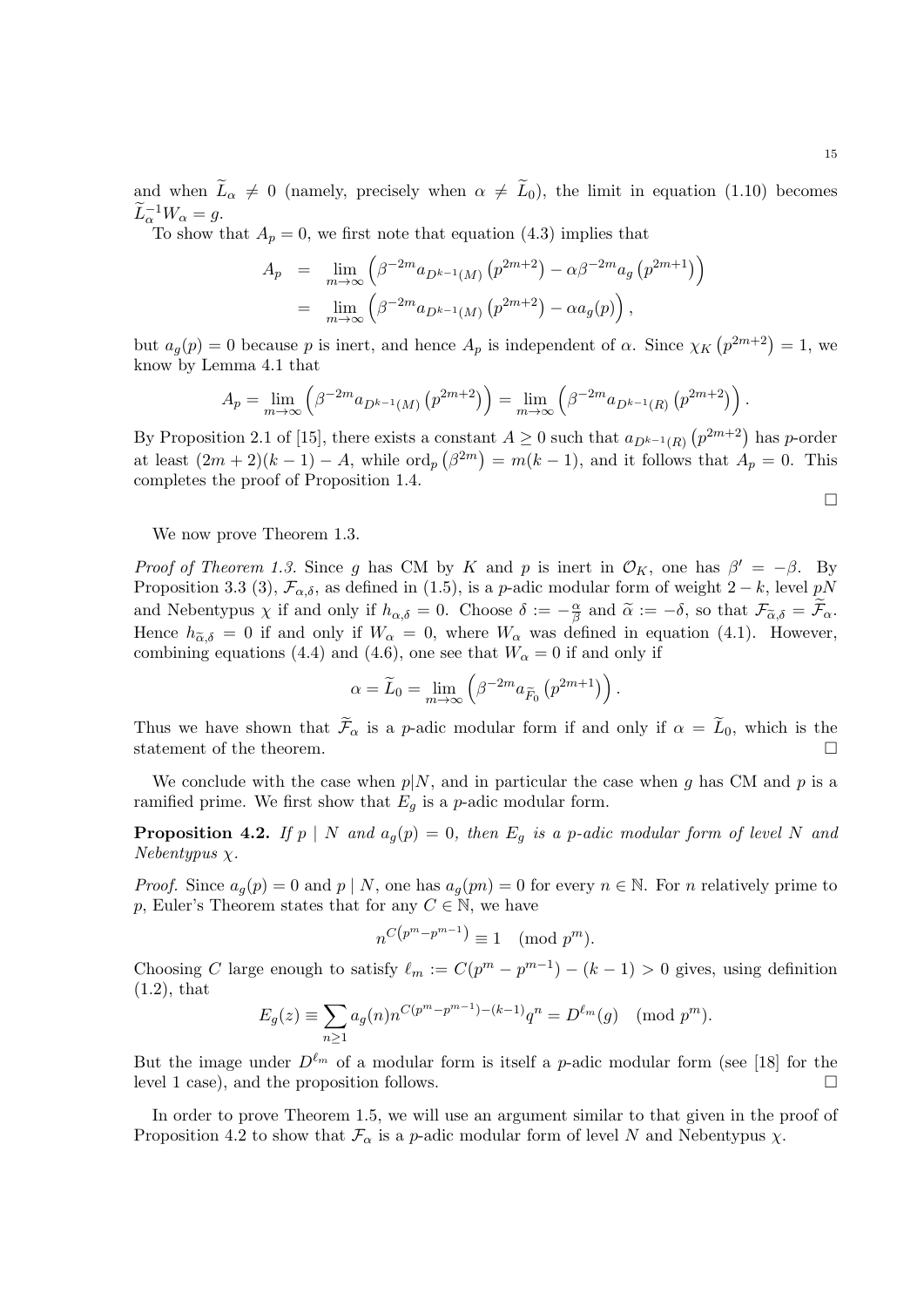and when $\widetilde{L}_\alpha \neq 0$ (namely, precisely when $\alpha \neq \widetilde{L}_0$), the limit in equation (1.10) becomes $\widetilde{L}_\alpha^{-1} W_\alpha = g$.

To show that $A_p = 0$, we first note that equation (4.3) implies that

$$
\begin{aligned}
A_p &= \lim_{m\to\infty} \left( \beta^{-2m} a_{D^{k-1}(M)}\left(p^{2m+2}\right) - \alpha\beta^{-2m} a_g\left(p^{2m+1}\right)\right) \\
&= \lim_{m\to\infty} \left( \beta^{-2m} a_{D^{k-1}(M)}\left(p^{2m+2}\right) - \alpha a_g(p)\right),
\end{aligned}
$$

but $a_g(p) = 0$ because $p$ is inert, and hence $A_p$ is independent of $\alpha$. Since $\chi_K\left(p^{2m+2}\right) = 1$, we know by Lemma 4.1 that

$$
A_p = \lim_{m\to\infty} \left( \beta^{-2m} a_{D^{k-1}(M)}\left(p^{2m+2}\right)\right) = \lim_{m\to\infty} \left( \beta^{-2m} a_{D^{k-1}(R)}\left(p^{2m+2}\right)\right).
$$

By Proposition 2.1 of [15], there exists a constant $A \geq 0$ such that $a_{D^{k-1}(R)}\left(p^{2m+2}\right)$ has $p$-order at least $(2m+2)(k-1) - A$, while $\mathrm{ord}_p\left(\beta^{2m}\right) = m(k-1)$, and it follows that $A_p = 0$. This completes the proof of Proposition 1.4. $\square$

We now prove Theorem 1.3.

*Proof of Theorem 1.3.* Since $g$ has CM by $K$ and $p$ is inert in $\mathcal{O}_K$, one has $\beta' = -\beta$. By Proposition 3.3 (3), $\mathcal{F}_{\alpha,\delta}$, as defined in (1.5), is a $p$-adic modular form of weight $2-k$, level $pN$ and Nebentypus $\chi$ if and only if $h_{\alpha,\delta} = 0$. Choose $\delta := -\frac{\alpha}{\beta}$ and $\widetilde{\alpha} := -\delta$, so that $\mathcal{F}_{\widetilde{\alpha},\delta} = \widetilde{\mathcal{F}}_\alpha$. Hence $h_{\widetilde{\alpha},\delta} = 0$ if and only if $W_\alpha = 0$, where $W_\alpha$ was defined in equation (4.1). However, combining equations (4.4) and (4.6), one see that $W_\alpha = 0$ if and only if

$$
\alpha = \widetilde{L}_0 = \lim_{m\to\infty} \left( \beta^{-2m} a_{\widetilde{F}_0}\left(p^{2m+1}\right)\right).
$$

Thus we have shown that $\widetilde{\mathcal{F}}_\alpha$ is a $p$-adic modular form if and only if $\alpha = \widetilde{L}_0$, which is the statement of the theorem. $\square$

We conclude with the case when $p|N$, and in particular the case when $g$ has CM and $p$ is a ramified prime. We first show that $E_g$ is a $p$-adic modular form.

**Proposition 4.2.** *If $p \mid N$ and $a_g(p) = 0$, then $E_g$ is a $p$-adic modular form of level $N$ and Nebentypus $\chi$.*

*Proof.* Since $a_g(p) = 0$ and $p \mid N$, one has $a_g(pn) = 0$ for every $n \in \mathbb{N}$. For $n$ relatively prime to $p$, Euler's Theorem states that for any $C \in \mathbb{N}$, we have

$$
n^{C\left(p^m - p^{m-1}\right)} \equiv 1 \pmod{p^m}.
$$

Choosing $C$ large enough to satisfy $\ell_m := C(p^m - p^{m-1}) - (k-1) > 0$ gives, using definition (1.2), that

$$
E_g(z) \equiv \sum_{n\geq 1} a_g(n) n^{C(p^m - p^{m-1}) - (k-1)} q^n = D^{\ell_m}(g) \pmod{p^m}.
$$

But the image under $D^{\ell_m}$ of a modular form is itself a $p$-adic modular form (see [18] for the level 1 case), and the proposition follows. $\square$

In order to prove Theorem 1.5, we will use an argument similar to that given in the proof of Proposition 4.2 to show that $\mathcal{F}_\alpha$ is a $p$-adic modular form of level $N$ and Nebentypus $\chi$.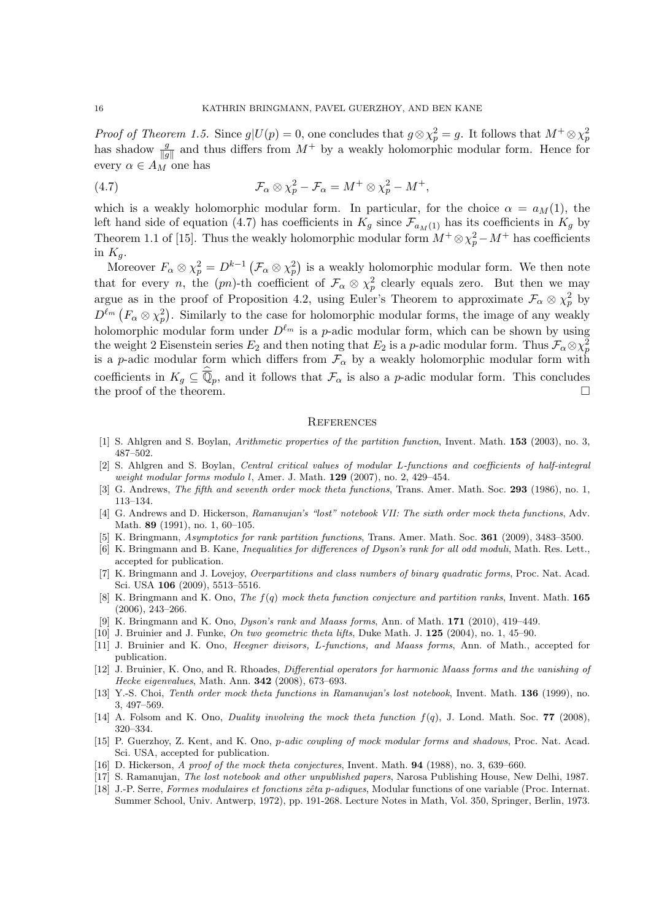*Proof of Theorem 1.5.* Since $g|U(p) = 0$, one concludes that $g \otimes \chi_p^2 = g$. It follows that $M^+ \otimes \chi_p^2$ has shadow $\frac{g}{\|g\|}$ and thus differs from $M^+$ by a weakly holomorphic modular form. Hence for every $\alpha \in A_M$ one has

$$\mathcal{F}_\alpha \otimes \chi_p^2 - \mathcal{F}_\alpha = M^+ \otimes \chi_p^2 - M^+, \tag{4.7}$$

which is a weakly holomorphic modular form. In particular, for the choice $\alpha = a_M(1)$, the left hand side of equation (4.7) has coefficients in $K_g$ since $\mathcal{F}_{a_M(1)}$ has its coefficients in $K_g$ by Theorem 1.1 of [15]. Thus the weakly holomorphic modular form $M^+ \otimes \chi_p^2 - M^+$ has coefficients in $K_g$.

Moreover $F_\alpha \otimes \chi_p^2 = D^{k-1}\left(\mathcal{F}_\alpha \otimes \chi_p^2\right)$ is a weakly holomorphic modular form. We then note that for every $n$, the $(pn)$-th coefficient of $\mathcal{F}_\alpha \otimes \chi_p^2$ clearly equals zero. But then we may argue as in the proof of Proposition 4.2, using Euler's Theorem to approximate $\mathcal{F}_\alpha \otimes \chi_p^2$ by $D^{\ell_m}\left(F_\alpha \otimes \chi_p^2\right)$. Similarly to the case for holomorphic modular forms, the image of any weakly holomorphic modular form under $D^{\ell_m}$ is a $p$-adic modular form, which can be shown by using the weight 2 Eisenstein series $E_2$ and then noting that $E_2$ is a $p$-adic modular form. Thus $\mathcal{F}_\alpha \otimes \chi_p^2$ is a $p$-adic modular form which differs from $\mathcal{F}_\alpha$ by a weakly holomorphic modular form with coefficients in $K_g \subseteq \widehat{\overline{\mathbb{Q}}}_p$, and it follows that $\mathcal{F}_\alpha$ is also a $p$-adic modular form. This concludes the proof of the theorem. □

## References

[1] S. Ahlgren and S. Boylan, *Arithmetic properties of the partition function*, Invent. Math. **153** (2003), no. 3, 487–502.

[2] S. Ahlgren and S. Boylan, *Central critical values of modular L-functions and coefficients of half-integral weight modular forms modulo l*, Amer. J. Math. **129** (2007), no. 2, 429–454.

[3] G. Andrews, *The fifth and seventh order mock theta functions*, Trans. Amer. Math. Soc. **293** (1986), no. 1, 113–134.

[4] G. Andrews and D. Hickerson, *Ramanujan's "lost" notebook VII: The sixth order mock theta functions*, Adv. Math. **89** (1991), no. 1, 60–105.

[5] K. Bringmann, *Asymptotics for rank partition functions*, Trans. Amer. Math. Soc. **361** (2009), 3483–3500.

[6] K. Bringmann and B. Kane, *Inequalities for differences of Dyson's rank for all odd moduli*, Math. Res. Lett., accepted for publication.

[7] K. Bringmann and J. Lovejoy, *Overpartitions and class numbers of binary quadratic forms*, Proc. Nat. Acad. Sci. USA **106** (2009), 5513–5516.

[8] K. Bringmann and K. Ono, *The $f(q)$ mock theta function conjecture and partition ranks*, Invent. Math. **165** (2006), 243–266.

[9] K. Bringmann and K. Ono, *Dyson's rank and Maass forms*, Ann. of Math. **171** (2010), 419–449.

[10] J. Bruinier and J. Funke, *On two geometric theta lifts*, Duke Math. J. **125** (2004), no. 1, 45–90.

[11] J. Bruinier and K. Ono, *Heegner divisors, L-functions, and Maass forms*, Ann. of Math., accepted for publication.

[12] J. Bruinier, K. Ono, and R. Rhoades, *Differential operators for harmonic Maass forms and the vanishing of Hecke eigenvalues*, Math. Ann. **342** (2008), 673–693.

[13] Y.-S. Choi, *Tenth order mock theta functions in Ramanujan's lost notebook*, Invent. Math. **136** (1999), no. 3, 497–569.

[14] A. Folsom and K. Ono, *Duality involving the mock theta function $f(q)$*, J. Lond. Math. Soc. **77** (2008), 320–334.

[15] P. Guerzhoy, Z. Kent, and K. Ono, *p-adic coupling of mock modular forms and shadows*, Proc. Nat. Acad. Sci. USA, accepted for publication.

[16] D. Hickerson, *A proof of the mock theta conjectures*, Invent. Math. **94** (1988), no. 3, 639–660.

[17] S. Ramanujan, *The lost notebook and other unpublished papers*, Narosa Publishing House, New Delhi, 1987.

[18] J.-P. Serre, *Formes modulaires et fonctions zêta p-adiques*, Modular functions of one variable (Proc. Internat. Summer School, Univ. Antwerp, 1972), pp. 191-268. Lecture Notes in Math, Vol. 350, Springer, Berlin, 1973.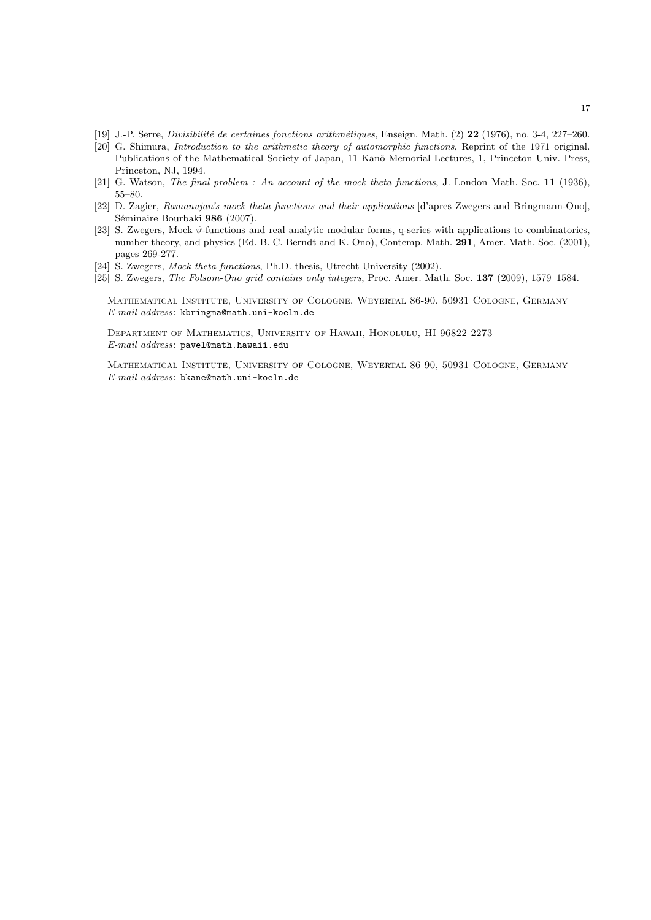[19] J.-P. Serre, *Divisibilité de certaines fonctions arithmétiques*, Enseign. Math. (2) **22** (1976), no. 3-4, 227–260.

[20] G. Shimura, *Introduction to the arithmetic theory of automorphic functions*, Reprint of the 1971 original. Publications of the Mathematical Society of Japan, 11 Kanô Memorial Lectures, 1, Princeton Univ. Press, Princeton, NJ, 1994.

[21] G. Watson, *The final problem : An account of the mock theta functions*, J. London Math. Soc. **11** (1936), 55–80.

[22] D. Zagier, *Ramanujan's mock theta functions and their applications* [d'apres Zwegers and Bringmann-Ono], Séminaire Bourbaki **986** (2007).

[23] S. Zwegers, Mock $\vartheta$-functions and real analytic modular forms, q-series with applications to combinatorics, number theory, and physics (Ed. B. C. Berndt and K. Ono), Contemp. Math. **291**, Amer. Math. Soc. (2001), pages 269-277.

[24] S. Zwegers, *Mock theta functions*, Ph.D. thesis, Utrecht University (2002).

[25] S. Zwegers, *The Folsom-Ono grid contains only integers*, Proc. Amer. Math. Soc. **137** (2009), 1579–1584.

Mathematical Institute, University of Cologne, Weyertal 86-90, 50931 Cologne, Germany
*E-mail address*: kbringma@math.uni-koeln.de

Department of Mathematics, University of Hawaii, Honolulu, HI 96822-2273
*E-mail address*: pavel@math.hawaii.edu

Mathematical Institute, University of Cologne, Weyertal 86-90, 50931 Cologne, Germany
*E-mail address*: bkane@math.uni-koeln.de